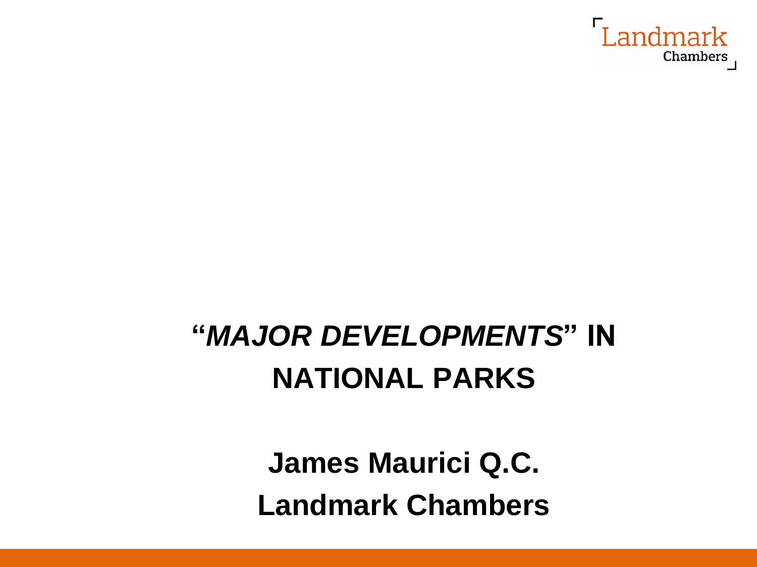# "*MAJOR DEVELOPMENTS*" IN NATIONAL PARKS

**James Maurici Q.C.**

**Landmark Chambers**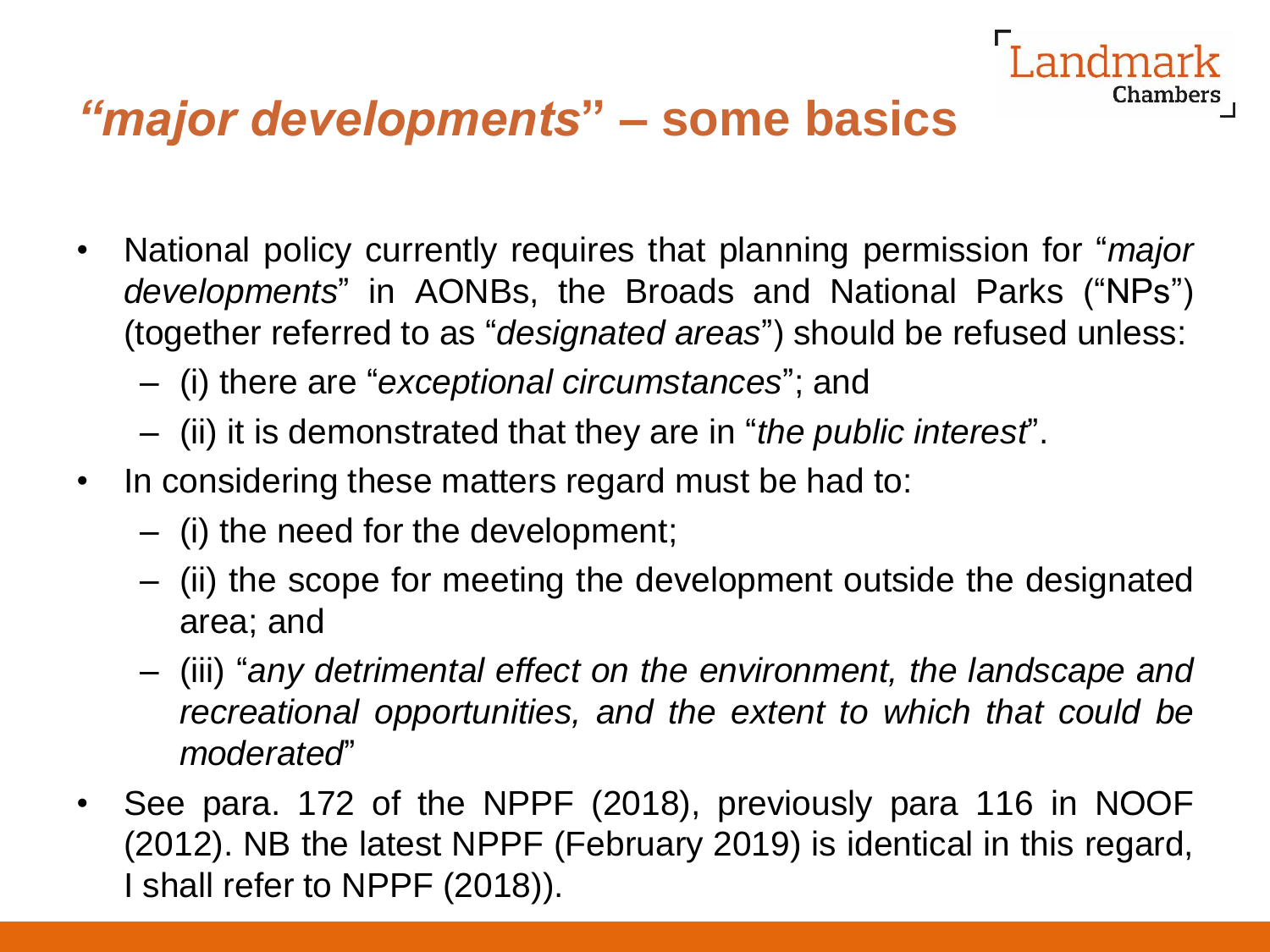# *"major developments"* – some basics

- National policy currently requires that planning permission for "*major developments*" in AONBs, the Broads and National Parks ("NPs") (together referred to as "*designated areas*") should be refused unless:
  - (i) there are "*exceptional circumstances*"; and
  - (ii) it is demonstrated that they are in "*the public interest*".
- In considering these matters regard must be had to:
  - (i) the need for the development;
  - (ii) the scope for meeting the development outside the designated area; and
  - (iii) "*any detrimental effect on the environment, the landscape and recreational opportunities, and the extent to which that could be moderated*"
- See para. 172 of the NPPF (2018), previously para 116 in NOOF (2012). NB the latest NPPF (February 2019) is identical in this regard, I shall refer to NPPF (2018)).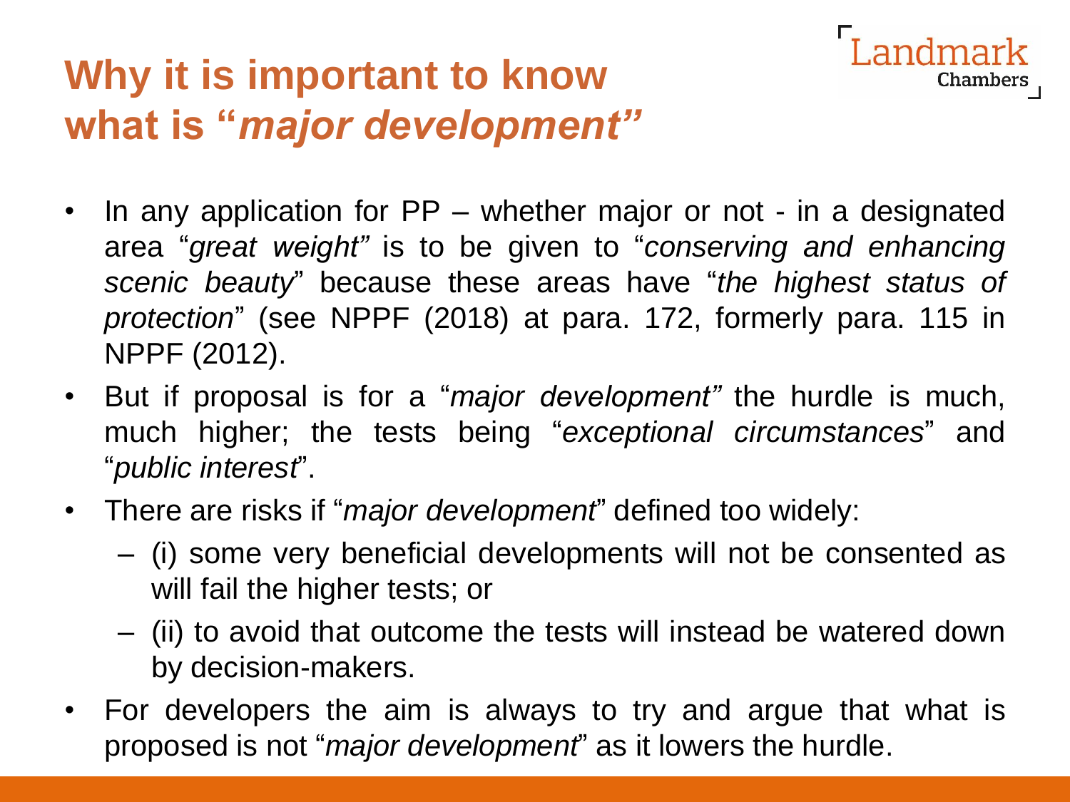# Why it is important to know what is "*major development"*

- In any application for PP – whether major or not - in a designated area "*great weight"* is to be given to "*conserving and enhancing scenic beauty*" because these areas have "*the highest status of protection*" (see NPPF (2018) at para. 172, formerly para. 115 in NPPF (2012).
- But if proposal is for a "*major development"* the hurdle is much, much higher; the tests being "*exceptional circumstances*" and "*public interest*".
- There are risks if "*major development*" defined too widely:
  - (i) some very beneficial developments will not be consented as will fail the higher tests; or
  - (ii) to avoid that outcome the tests will instead be watered down by decision-makers.
- For developers the aim is always to try and argue that what is proposed is not "*major development*" as it lowers the hurdle.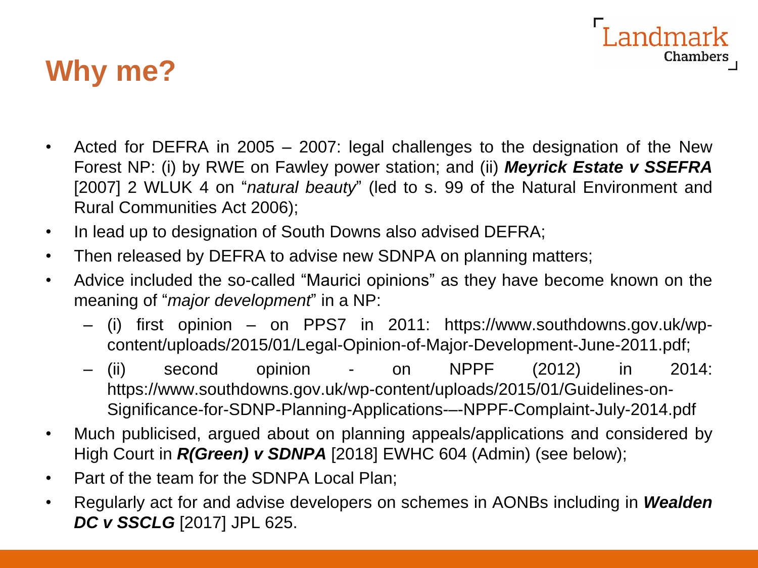# Why me?

- Acted for DEFRA in 2005 – 2007: legal challenges to the designation of the New Forest NP: (i) by RWE on Fawley power station; and (ii) ***Meyrick Estate v SSEFRA*** [2007] 2 WLUK 4 on "*natural beauty*" (led to s. 99 of the Natural Environment and Rural Communities Act 2006);
- In lead up to designation of South Downs also advised DEFRA;
- Then released by DEFRA to advise new SDNPA on planning matters;
- Advice included the so-called "Maurici opinions" as they have become known on the meaning of "*major development*" in a NP:
  - (i) first opinion – on PPS7 in 2011: https://www.southdowns.gov.uk/wp-content/uploads/2015/01/Legal-Opinion-of-Major-Development-June-2011.pdf;
  - (ii) second opinion - on NPPF (2012) in 2014: https://www.southdowns.gov.uk/wp-content/uploads/2015/01/Guidelines-on-Significance-for-SDNP-Planning-Applications-–-NPPF-Complaint-July-2014.pdf
- Much publicised, argued about on planning appeals/applications and considered by High Court in ***R(Green) v SDNPA*** [2018] EWHC 604 (Admin) (see below);
- Part of the team for the SDNPA Local Plan;
- Regularly act for and advise developers on schemes in AONBs including in ***Wealden DC v SSCLG*** [2017] JPL 625.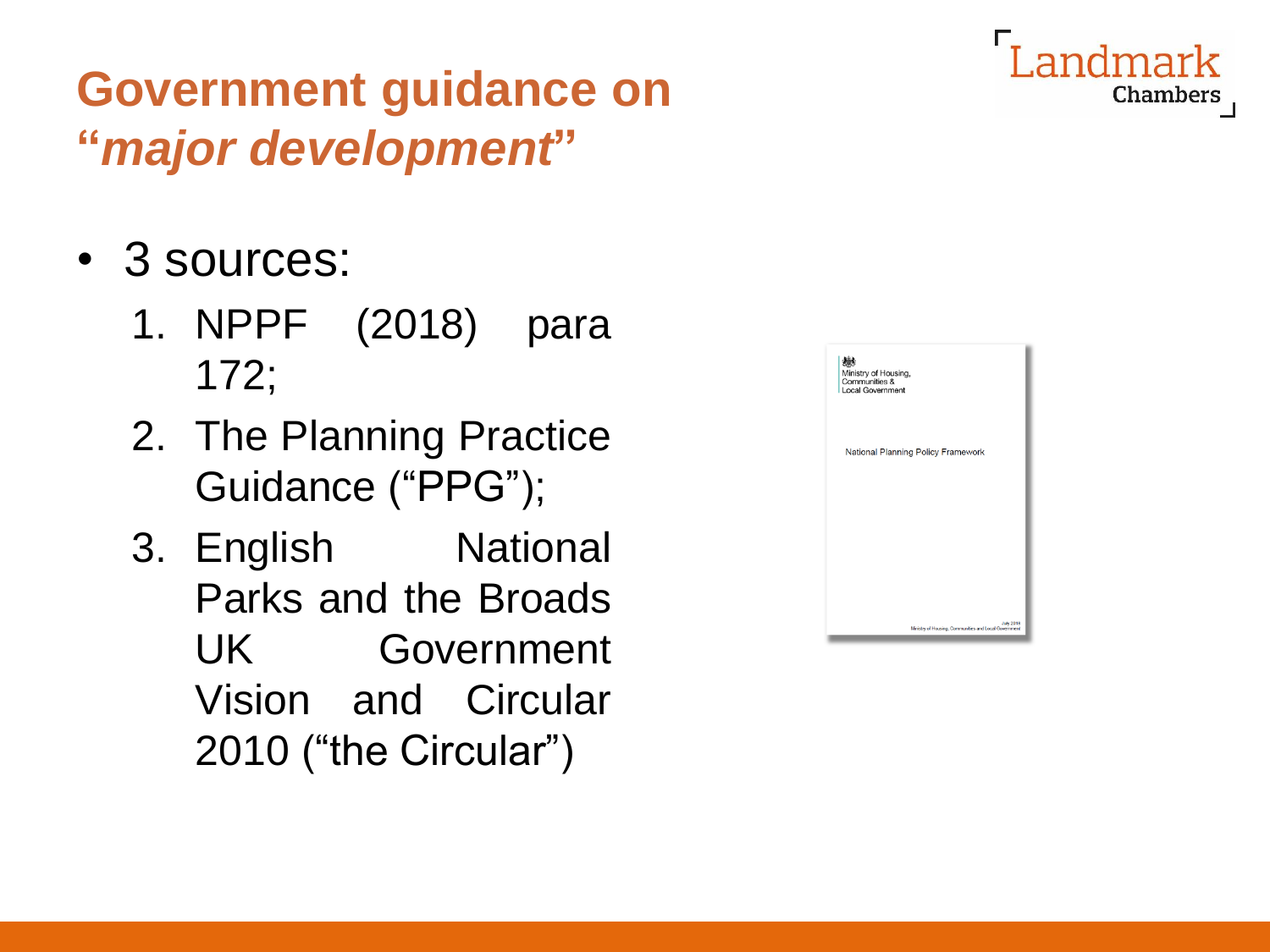# Government guidance on "*major development*"

- 3 sources:
  1. NPPF (2018) para 172;
  2. The Planning Practice Guidance ("PPG");
  3. English National Parks and the Broads UK Government Vision and Circular 2010 ("the Circular")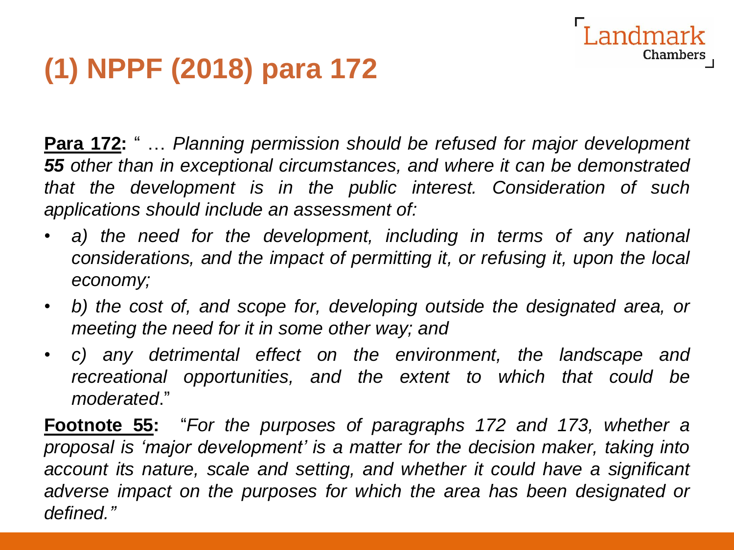# (1) NPPF (2018) para 172

**Para 172:** " … *Planning permission should be refused for major development **55** other than in exceptional circumstances, and where it can be demonstrated that the development is in the public interest. Consideration of such applications should include an assessment of:*

- *a) the need for the development, including in terms of any national considerations, and the impact of permitting it, or refusing it, upon the local economy;*
- *b) the cost of, and scope for, developing outside the designated area, or meeting the need for it in some other way; and*
- *c) any detrimental effect on the environment, the landscape and recreational opportunities, and the extent to which that could be moderated*."

**Footnote 55:** "*For the purposes of paragraphs 172 and 173, whether a proposal is 'major development' is a matter for the decision maker, taking into account its nature, scale and setting, and whether it could have a significant adverse impact on the purposes for which the area has been designated or defined."*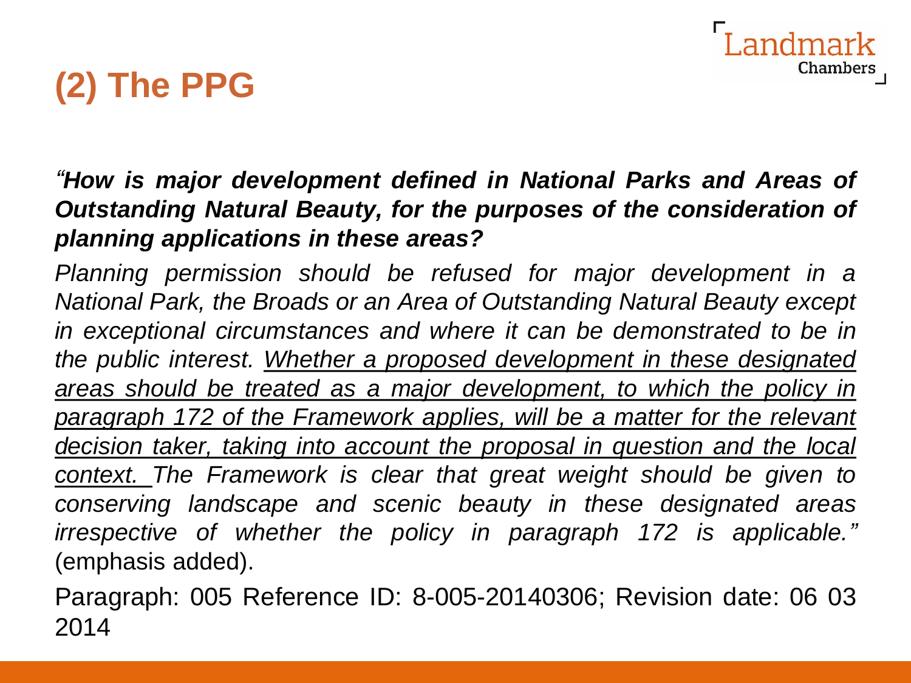# (2) The PPG

*"**How is major development defined in National Parks and Areas of Outstanding Natural Beauty, for the purposes of the consideration of planning applications in these areas?***

*Planning permission should be refused for major development in a National Park, the Broads or an Area of Outstanding Natural Beauty except in exceptional circumstances and where it can be demonstrated to be in the public interest. <u>Whether a proposed development in these designated areas should be treated as a major development, to which the policy in paragraph 172 of the Framework applies, will be a matter for the relevant decision taker, taking into account the proposal in question and the local context.</u> The Framework is clear that great weight should be given to conserving landscape and scenic beauty in these designated areas irrespective of whether the policy in paragraph 172 is applicable."* (emphasis added).

Paragraph: 005 Reference ID: 8-005-20140306; Revision date: 06 03 2014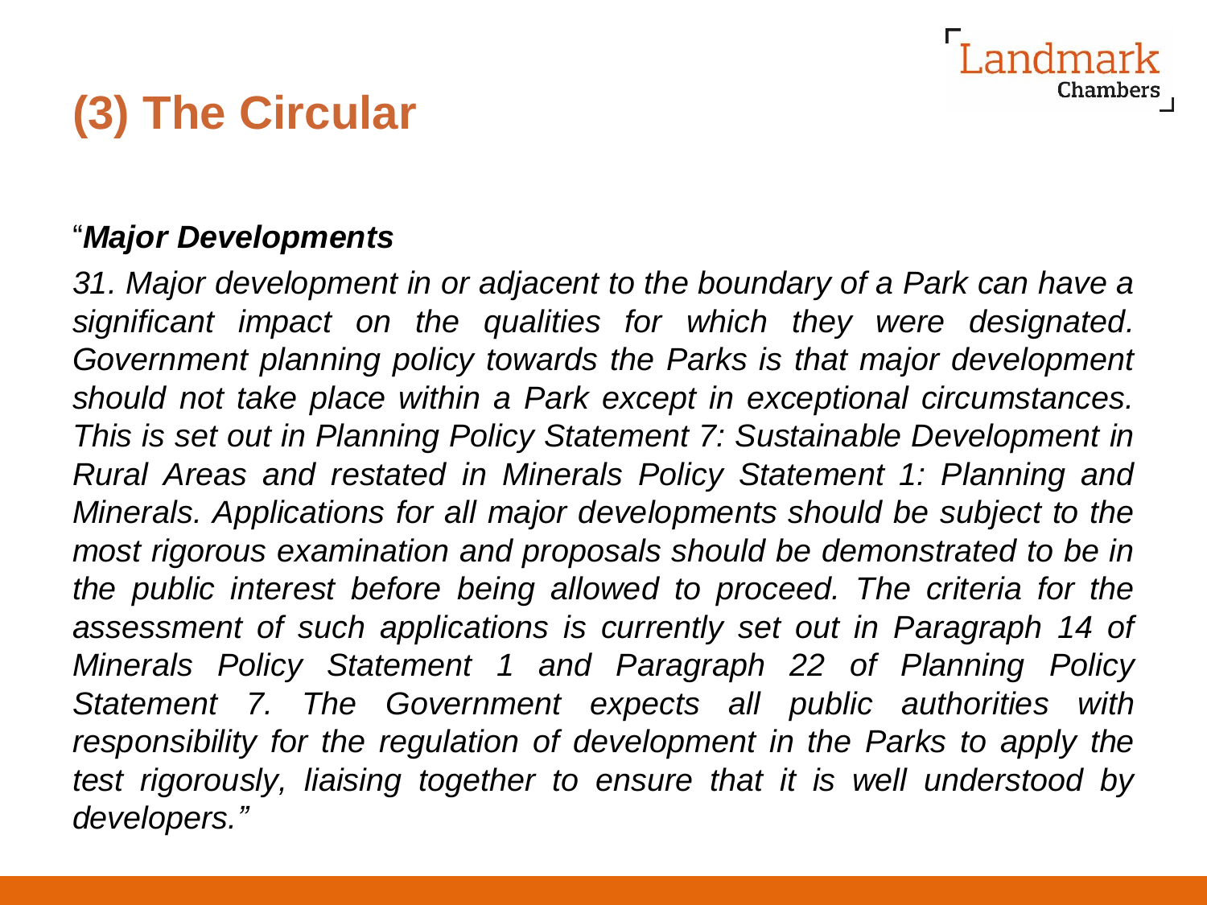# (3) The Circular

"***Major Developments***

*31. Major development in or adjacent to the boundary of a Park can have a significant impact on the qualities for which they were designated. Government planning policy towards the Parks is that major development should not take place within a Park except in exceptional circumstances. This is set out in Planning Policy Statement 7: Sustainable Development in Rural Areas and restated in Minerals Policy Statement 1: Planning and Minerals. Applications for all major developments should be subject to the most rigorous examination and proposals should be demonstrated to be in the public interest before being allowed to proceed. The criteria for the assessment of such applications is currently set out in Paragraph 14 of Minerals Policy Statement 1 and Paragraph 22 of Planning Policy Statement 7. The Government expects all public authorities with responsibility for the regulation of development in the Parks to apply the test rigorously, liaising together to ensure that it is well understood by developers."*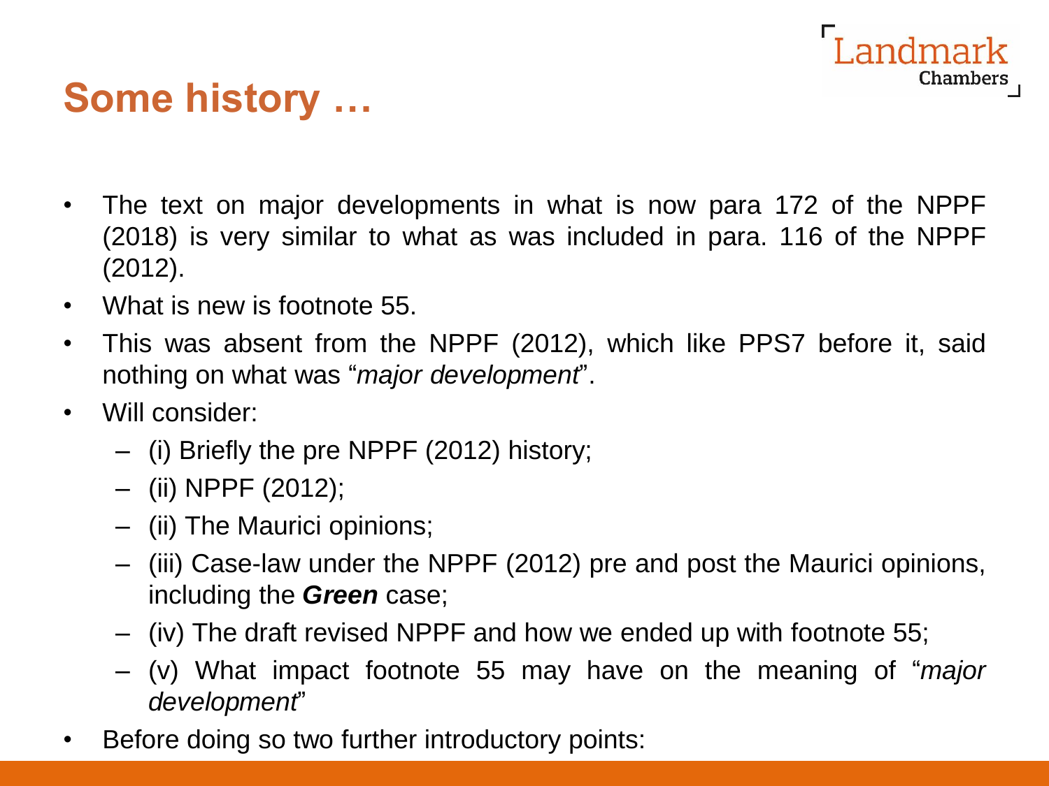# Some history …

- The text on major developments in what is now para 172 of the NPPF (2018) is very similar to what as was included in para. 116 of the NPPF (2012).
- What is new is footnote 55.
- This was absent from the NPPF (2012), which like PPS7 before it, said nothing on what was "*major development*".
- Will consider:
  - (i) Briefly the pre NPPF (2012) history;
  - (ii) NPPF (2012);
  - (ii) The Maurici opinions;
  - (iii) Case-law under the NPPF (2012) pre and post the Maurici opinions, including the ***Green*** case;
  - (iv) The draft revised NPPF and how we ended up with footnote 55;
  - (v) What impact footnote 55 may have on the meaning of "*major development*"
- Before doing so two further introductory points: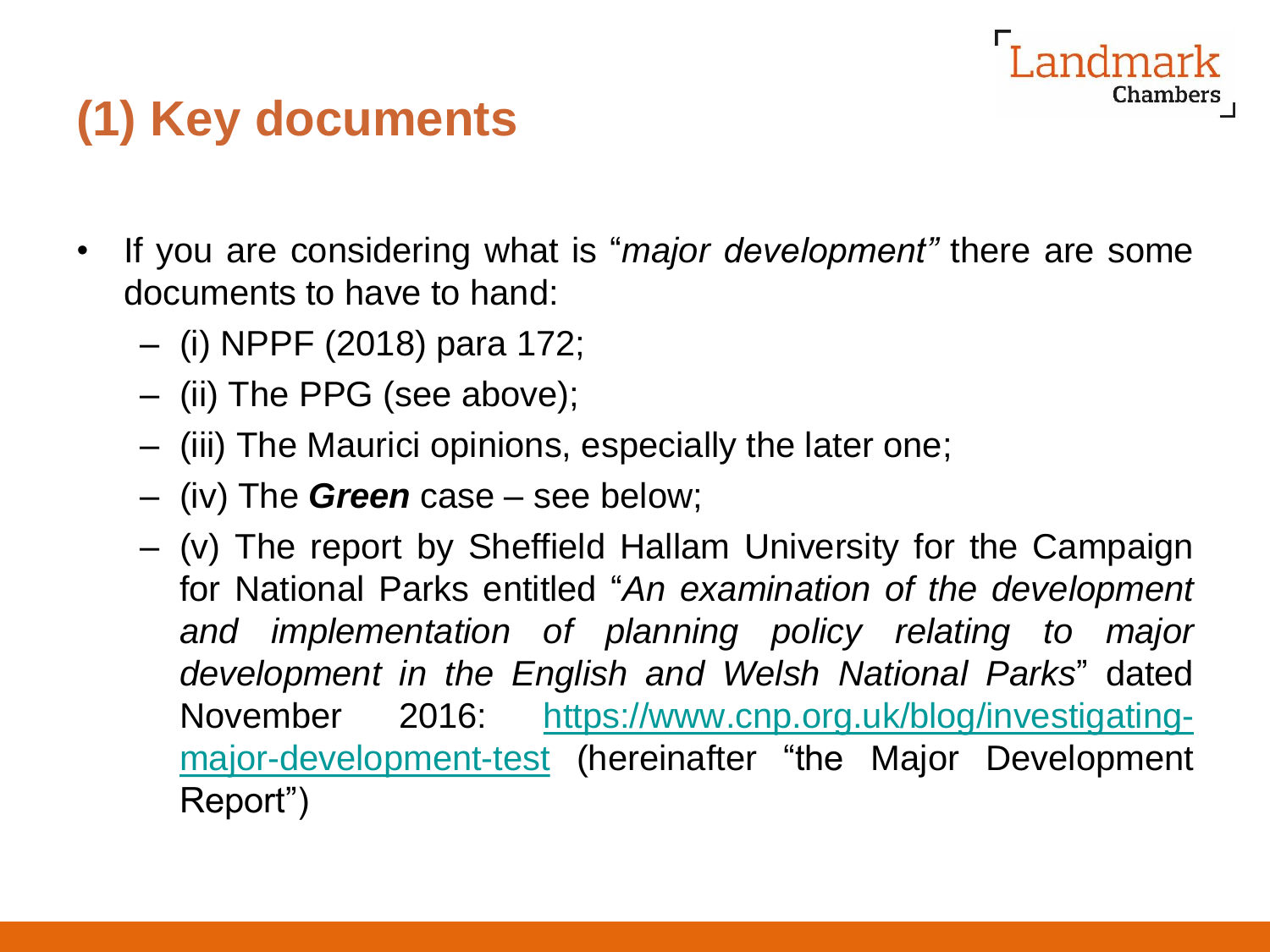# (1) Key documents

- If you are considering what is "*major development*" there are some documents to have to hand:
  - (i) NPPF (2018) para 172;
  - (ii) The PPG (see above);
  - (iii) The Maurici opinions, especially the later one;
  - (iv) The ***Green*** case – see below;
  - (v) The report by Sheffield Hallam University for the Campaign for National Parks entitled "*An examination of the development and implementation of planning policy relating to major development in the English and Welsh National Parks*" dated November 2016: [https://www.cnp.org.uk/blog/investigating-major-development-test](https://www.cnp.org.uk/blog/investigating-major-development-test) (hereinafter "the Major Development Report")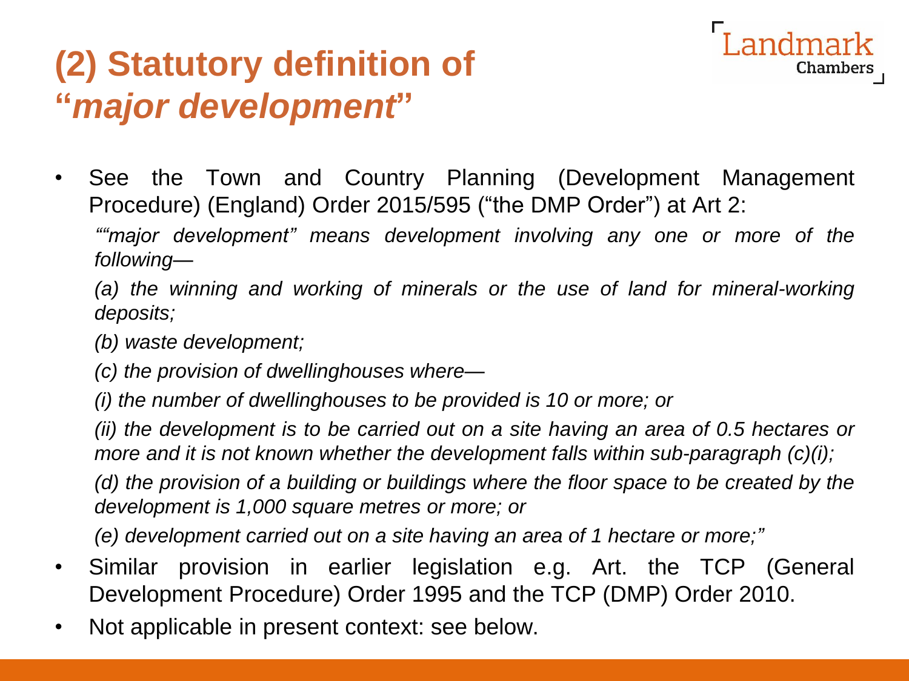# (2) Statutory definition of "*major development*"

- See the Town and Country Planning (Development Management Procedure) (England) Order 2015/595 ("the DMP Order") at Art 2:

  *""major development" means development involving any one or more of the following—*

  *(a) the winning and working of minerals or the use of land for mineral-working deposits;*

  *(b) waste development;*

  *(c) the provision of dwellinghouses where—*

  *(i) the number of dwellinghouses to be provided is 10 or more; or*

  *(ii) the development is to be carried out on a site having an area of 0.5 hectares or more and it is not known whether the development falls within sub-paragraph (c)(i);*

  *(d) the provision of a building or buildings where the floor space to be created by the development is 1,000 square metres or more; or*

  *(e) development carried out on a site having an area of 1 hectare or more;"*

- Similar provision in earlier legislation e.g. Art. the TCP (General Development Procedure) Order 1995 and the TCP (DMP) Order 2010.
- Not applicable in present context: see below.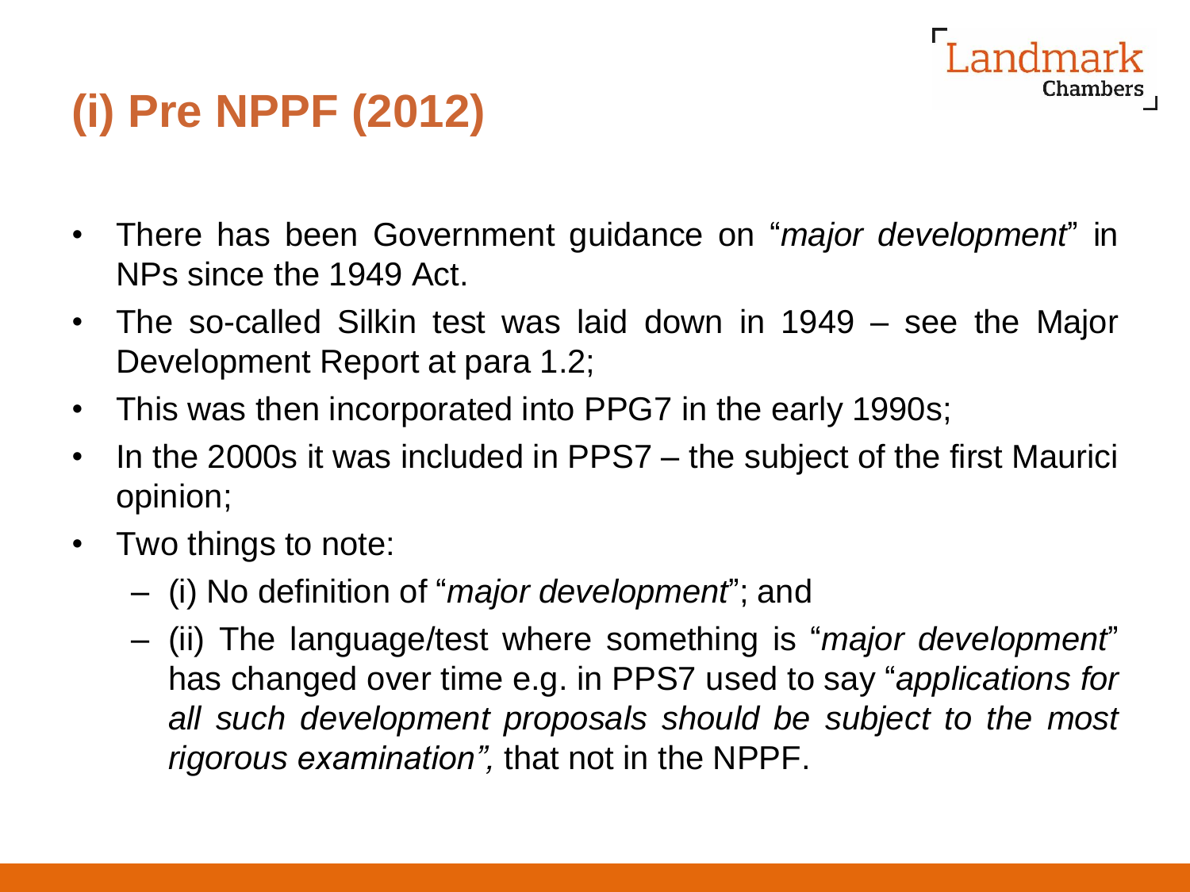# (i) Pre NPPF (2012)

- There has been Government guidance on "*major development*" in NPs since the 1949 Act.
- The so-called Silkin test was laid down in 1949 – see the Major Development Report at para 1.2;
- This was then incorporated into PPG7 in the early 1990s;
- In the 2000s it was included in PPS7 – the subject of the first Maurici opinion;
- Two things to note:
  - (i) No definition of "*major development*"; and
  - (ii) The language/test where something is "*major development*" has changed over time e.g. in PPS7 used to say "*applications for all such development proposals should be subject to the most rigorous examination",* that not in the NPPF.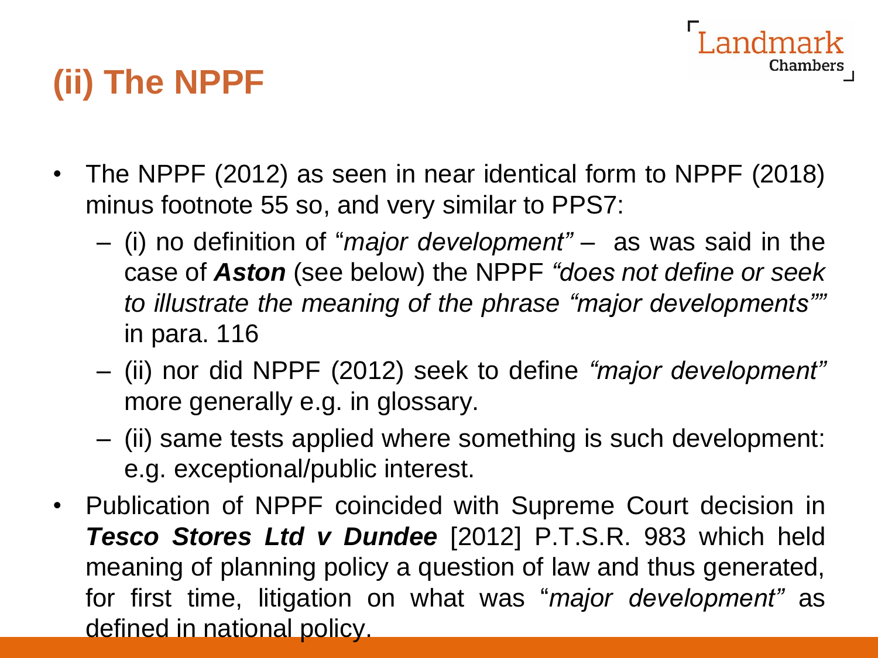## (ii) The NPPF

- The NPPF (2012) as seen in near identical form to NPPF (2018) minus footnote 55 so, and very similar to PPS7:
  - (i) no definition of "*major development"* – as was said in the case of ***Aston*** (see below) the NPPF *"does not define or seek to illustrate the meaning of the phrase "major developments""* in para. 116
  - (ii) nor did NPPF (2012) seek to define *"major development"* more generally e.g. in glossary.
  - (ii) same tests applied where something is such development: e.g. exceptional/public interest.
- Publication of NPPF coincided with Supreme Court decision in ***Tesco Stores Ltd v Dundee*** [2012] P.T.S.R. 983 which held meaning of planning policy a question of law and thus generated, for first time, litigation on what was "*major development"* as defined in national policy.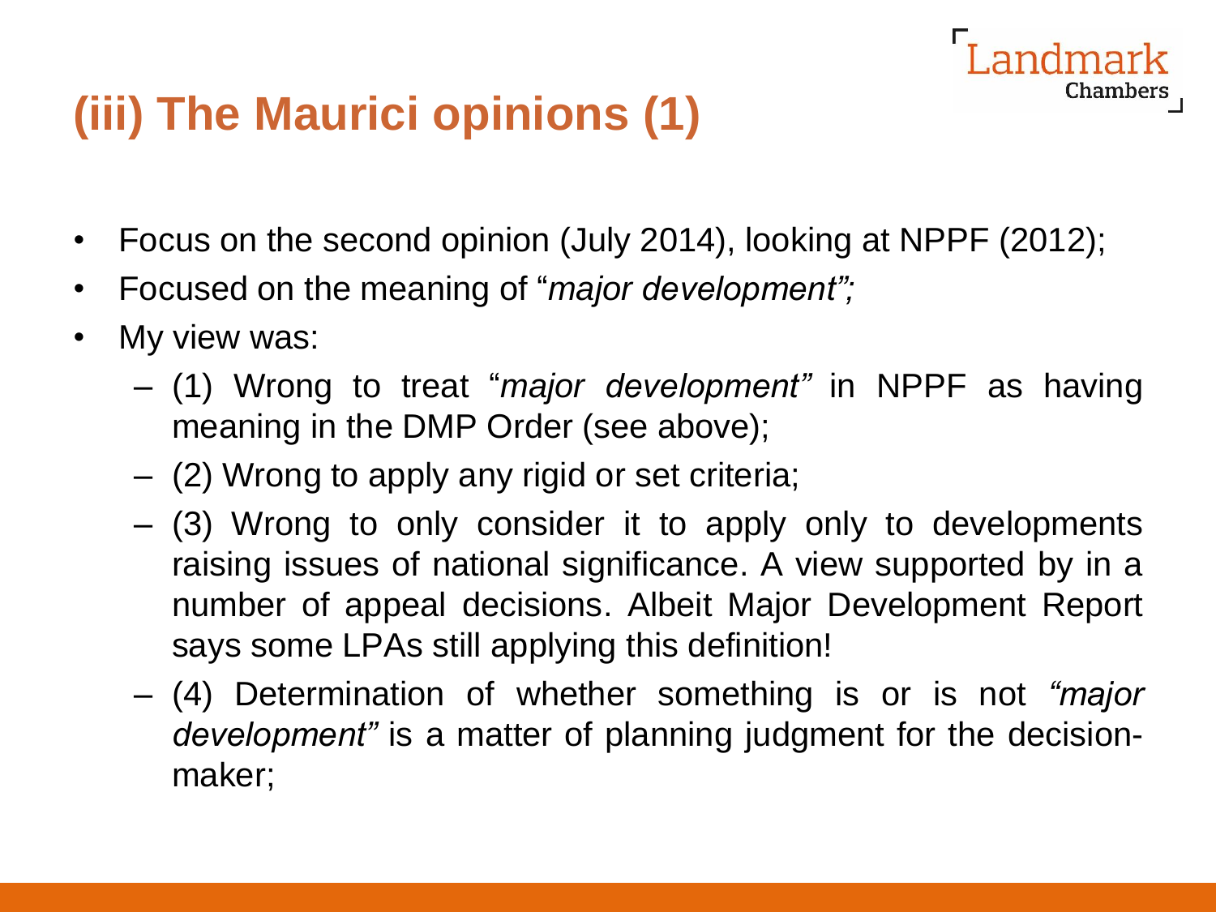# (iii) The Maurici opinions (1)

- Focus on the second opinion (July 2014), looking at NPPF (2012);
- Focused on the meaning of "*major development";*
- My view was:
  - (1) Wrong to treat "*major development"* in NPPF as having meaning in the DMP Order (see above);
  - (2) Wrong to apply any rigid or set criteria;
  - (3) Wrong to only consider it to apply only to developments raising issues of national significance. A view supported by in a number of appeal decisions. Albeit Major Development Report says some LPAs still applying this definition!
  - (4) Determination of whether something is or is not *"major development"* is a matter of planning judgment for the decision-maker;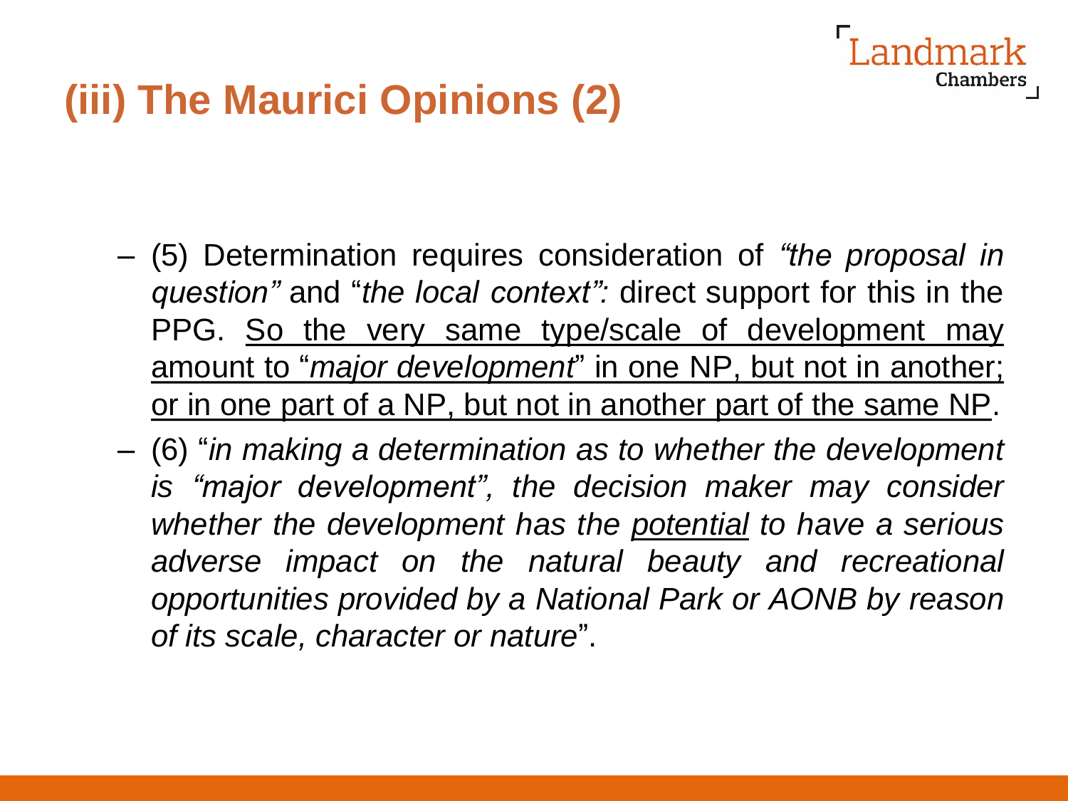# (iii) The Maurici Opinions (2)

- (5) Determination requires consideration of *"the proposal in question"* and "*the local context":* direct support for this in the PPG. <u>So the very same type/scale of development may amount to "*major development*" in one NP, but not in another; or in one part of a NP, but not in another part of the same NP</u>.
- (6) "*in making a determination as to whether the development is "major development", the decision maker may consider whether the development has the <u>potential</u> to have a serious adverse impact on the natural beauty and recreational opportunities provided by a National Park or AONB by reason of its scale, character or nature*".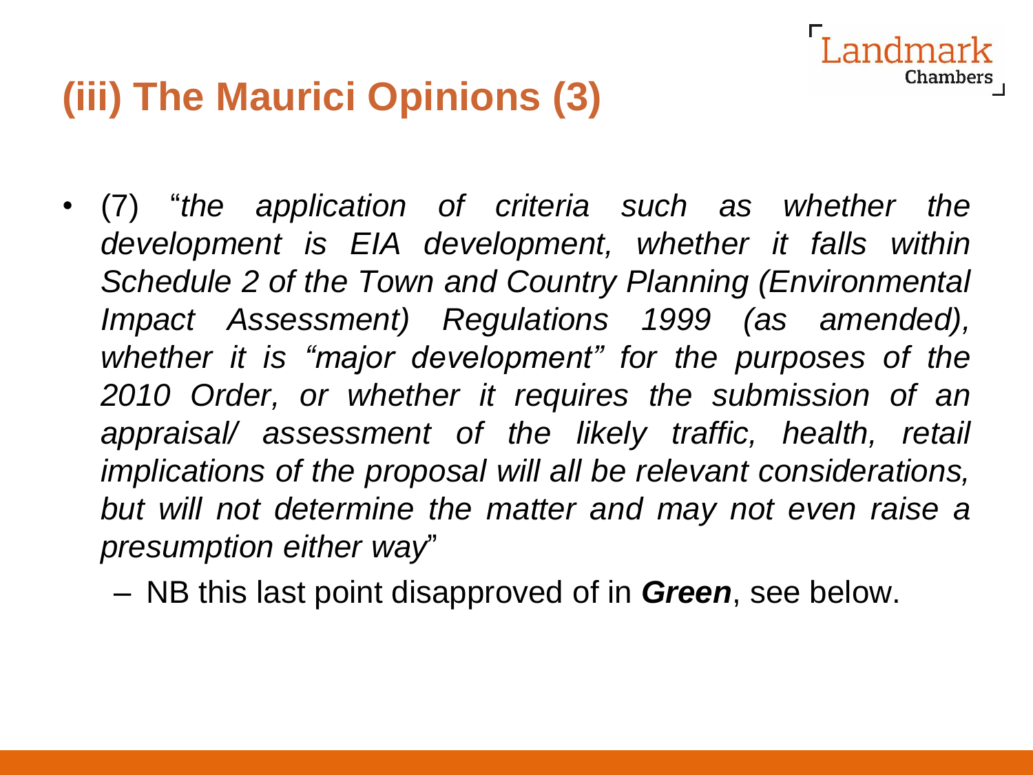# (iii) The Maurici Opinions (3)

- (7) "*the application of criteria such as whether the development is EIA development, whether it falls within Schedule 2 of the Town and Country Planning (Environmental Impact Assessment) Regulations 1999 (as amended), whether it is "major development" for the purposes of the 2010 Order, or whether it requires the submission of an appraisal/ assessment of the likely traffic, health, retail implications of the proposal will all be relevant considerations, but will not determine the matter and may not even raise a presumption either way*"
  - NB this last point disapproved of in ***Green***, see below.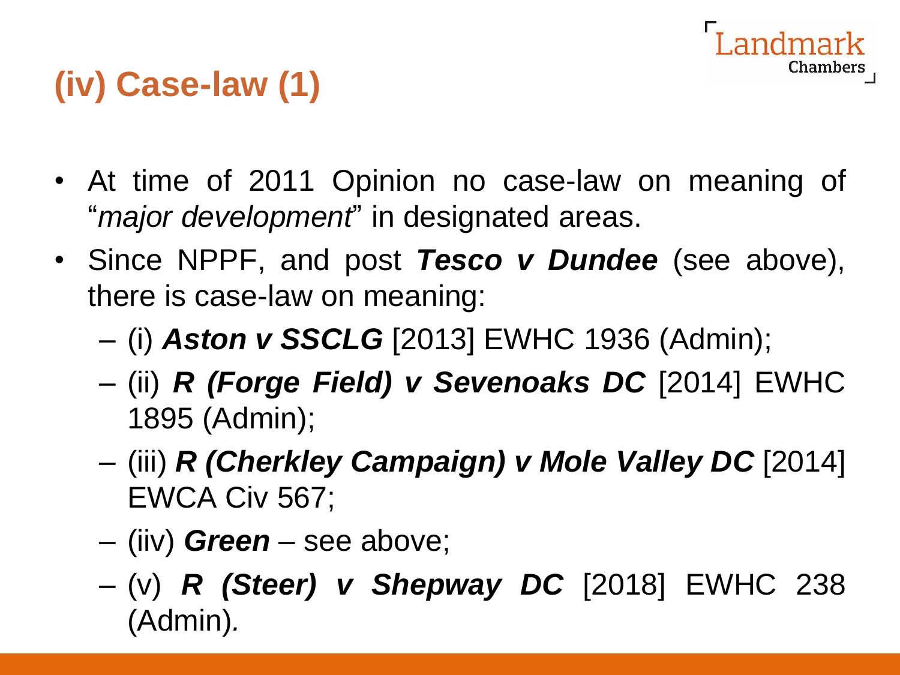## (iv) Case-law (1)

- At time of 2011 Opinion no case-law on meaning of "*major development*" in designated areas.
- Since NPPF, and post ***Tesco v Dundee*** (see above), there is case-law on meaning:
  - (i) ***Aston v SSCLG*** [2013] EWHC 1936 (Admin);
  - (ii) ***R (Forge Field) v Sevenoaks DC*** [2014] EWHC 1895 (Admin);
  - (iii) ***R (Cherkley Campaign) v Mole Valley DC*** [2014] EWCA Civ 567;
  - (iiv) ***Green*** – see above;
  - (v) ***R (Steer) v Shepway DC*** [2018] EWHC 238 (Admin).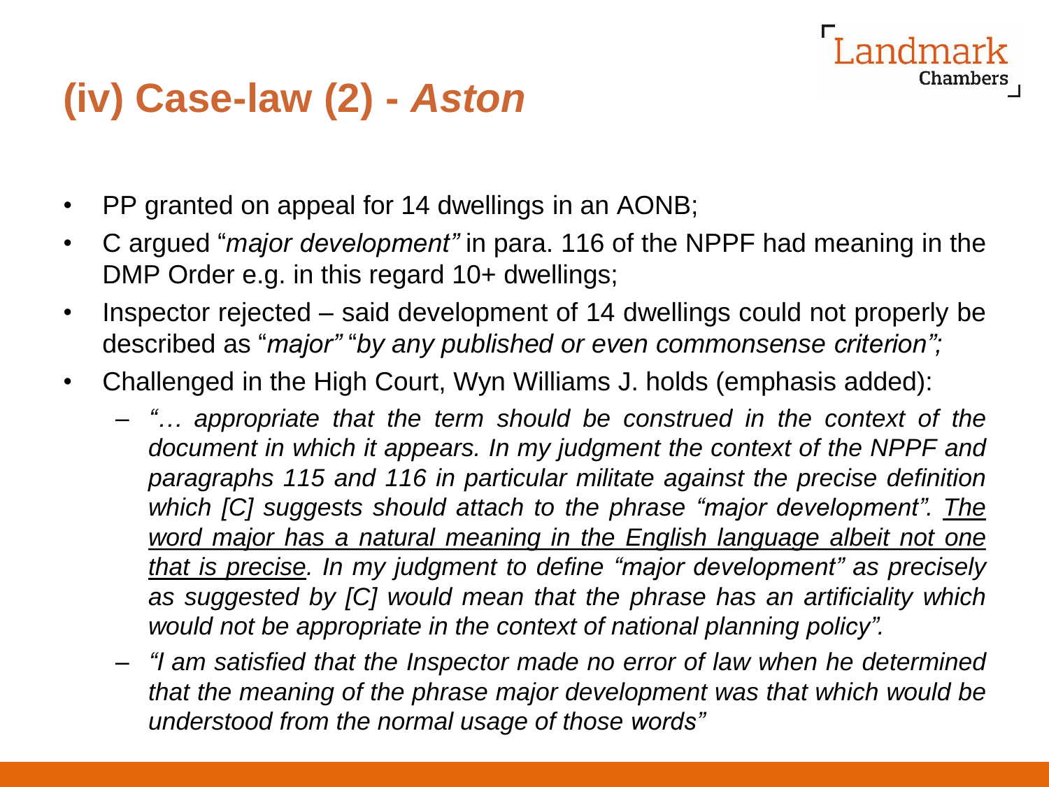# (iv) Case-law (2) - *Aston*

- PP granted on appeal for 14 dwellings in an AONB;
- C argued "*major development"* in para. 116 of the NPPF had meaning in the DMP Order e.g. in this regard 10+ dwellings;
- Inspector rejected – said development of 14 dwellings could not properly be described as "*major"* "*by any published or even commonsense criterion";*
- Challenged in the High Court, Wyn Williams J. holds (emphasis added):
  - *"… appropriate that the term should be construed in the context of the document in which it appears. In my judgment the context of the NPPF and paragraphs 115 and 116 in particular militate against the precise definition which [C] suggests should attach to the phrase "major development". <u>The word major has a natural meaning in the English language albeit not one that is precise</u>. In my judgment to define "major development" as precisely as suggested by [C] would mean that the phrase has an artificiality which would not be appropriate in the context of national planning policy".*
  - *"I am satisfied that the Inspector made no error of law when he determined that the meaning of the phrase major development was that which would be understood from the normal usage of those words"*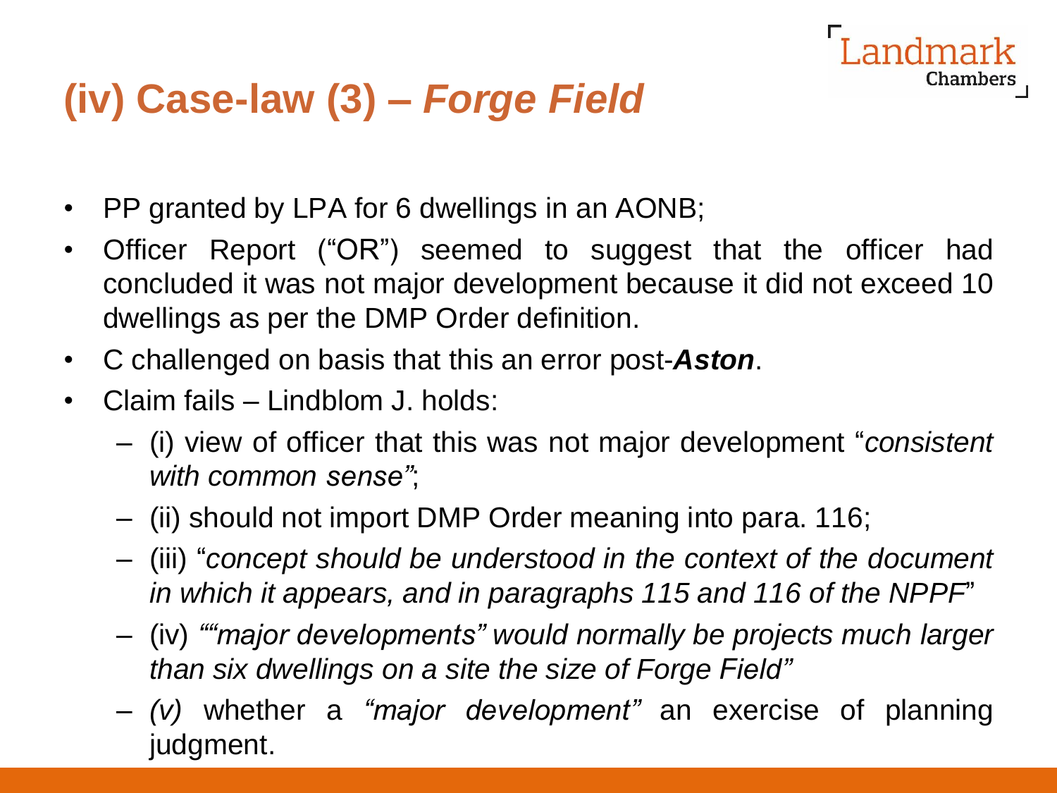# (iv) Case-law (3) – *Forge Field*

- PP granted by LPA for 6 dwellings in an AONB;
- Officer Report ("OR") seemed to suggest that the officer had concluded it was not major development because it did not exceed 10 dwellings as per the DMP Order definition.
- C challenged on basis that this an error post-***Aston***.
- Claim fails – Lindblom J. holds:
  - (i) view of officer that this was not major development "*consistent with common sense"*;
  - (ii) should not import DMP Order meaning into para. 116;
  - (iii) "*concept should be understood in the context of the document in which it appears, and in paragraphs 115 and 116 of the NPPF*"
  - (iv) *""major developments" would normally be projects much larger than six dwellings on a site the size of Forge Field"*
  - *(v)* whether a *"major development"* an exercise of planning judgment.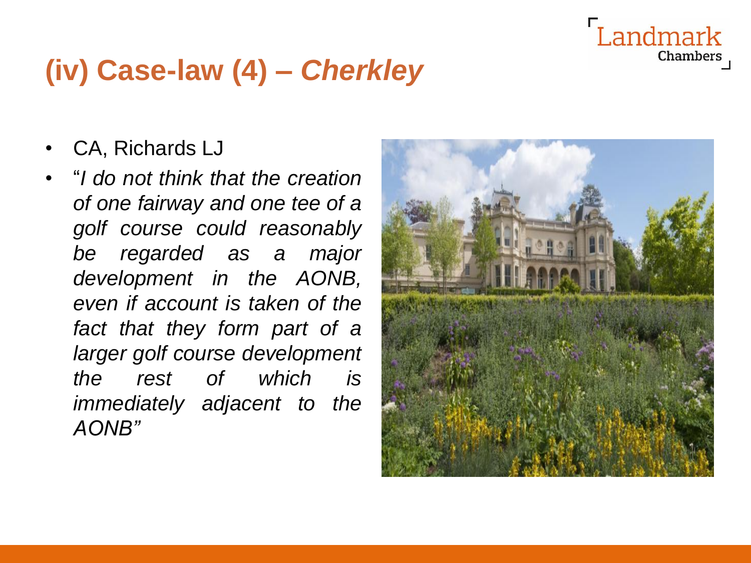# (iv) Case-law (4) – *Cherkley*

- CA, Richards LJ
- "*I do not think that the creation of one fairway and one tee of a golf course could reasonably be regarded as a major development in the AONB, even if account is taken of the fact that they form part of a larger golf course development the rest of which is immediately adjacent to the AONB*"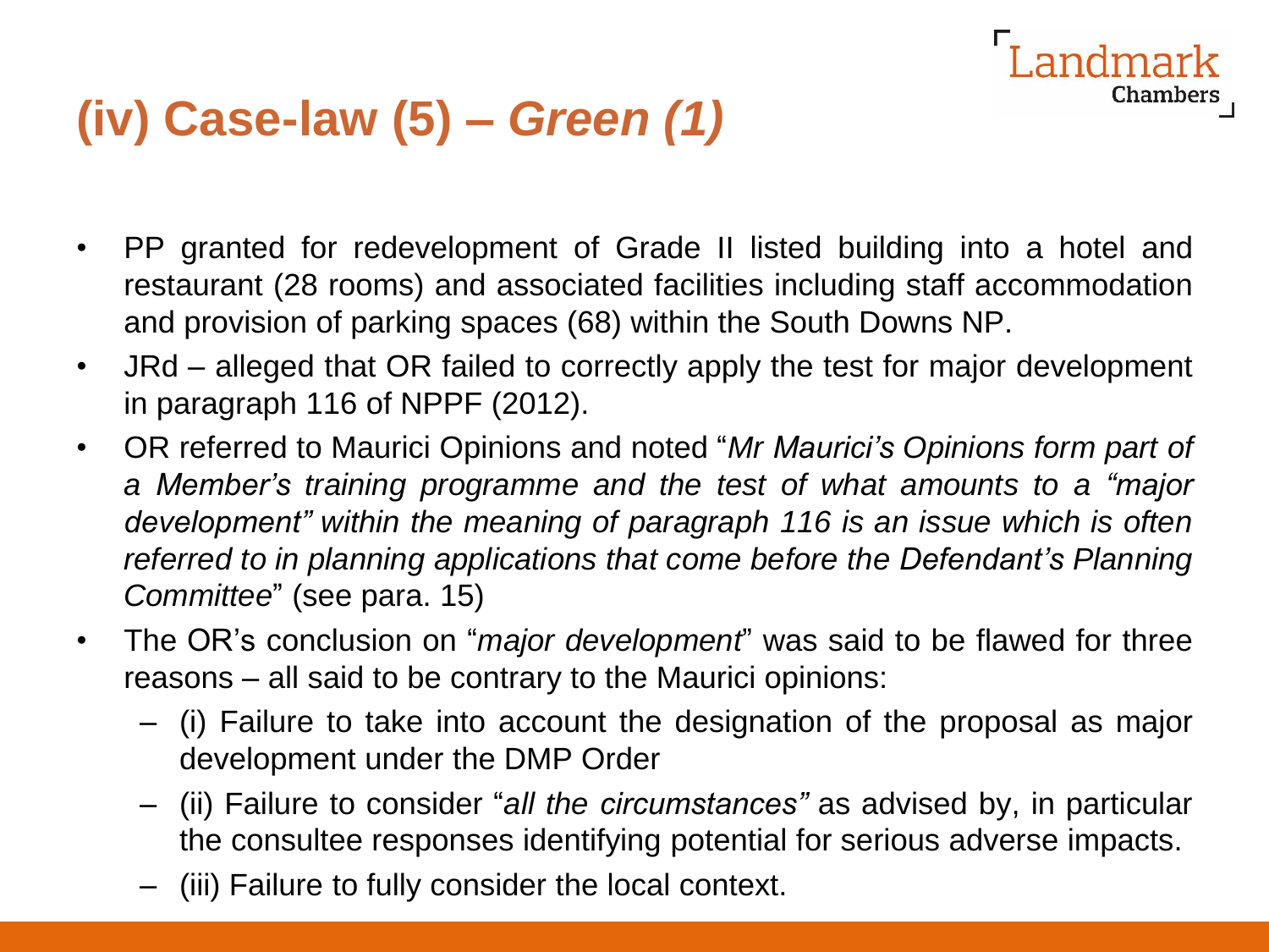# (iv) Case-law (5) – *Green (1)*

- PP granted for redevelopment of Grade II listed building into a hotel and restaurant (28 rooms) and associated facilities including staff accommodation and provision of parking spaces (68) within the South Downs NP.
- JRd – alleged that OR failed to correctly apply the test for major development in paragraph 116 of NPPF (2012).
- OR referred to Maurici Opinions and noted "*Mr Maurici's Opinions form part of a Member's training programme and the test of what amounts to a "major development" within the meaning of paragraph 116 is an issue which is often referred to in planning applications that come before the Defendant's Planning Committee*" (see para. 15)
- The OR's conclusion on "*major development*" was said to be flawed for three reasons – all said to be contrary to the Maurici opinions:
  - (i) Failure to take into account the designation of the proposal as major development under the DMP Order
  - (ii) Failure to consider "*all the circumstances"* as advised by, in particular the consultee responses identifying potential for serious adverse impacts.
  - (iii) Failure to fully consider the local context.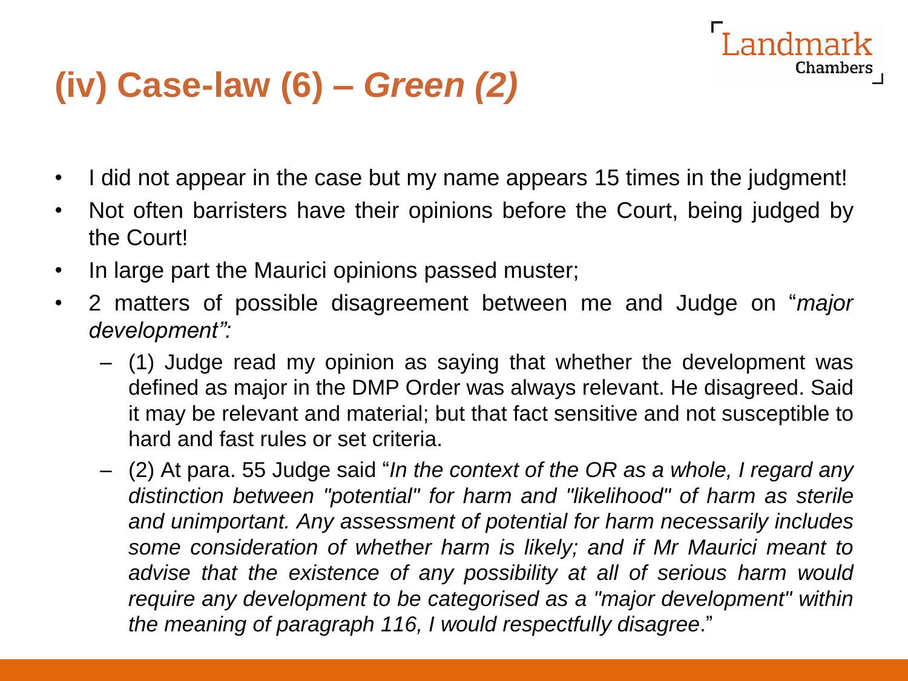# (iv) Case-law (6) – *Green (2)*

- I did not appear in the case but my name appears 15 times in the judgment!
- Not often barristers have their opinions before the Court, being judged by the Court!
- In large part the Maurici opinions passed muster;
- 2 matters of possible disagreement between me and Judge on "*major development":*
  - (1) Judge read my opinion as saying that whether the development was defined as major in the DMP Order was always relevant. He disagreed. Said it may be relevant and material; but that fact sensitive and not susceptible to hard and fast rules or set criteria.
  - (2) At para. 55 Judge said "*In the context of the OR as a whole, I regard any distinction between "potential" for harm and "likelihood" of harm as sterile and unimportant. Any assessment of potential for harm necessarily includes some consideration of whether harm is likely; and if Mr Maurici meant to advise that the existence of any possibility at all of serious harm would require any development to be categorised as a "major development" within the meaning of paragraph 116, I would respectfully disagree*."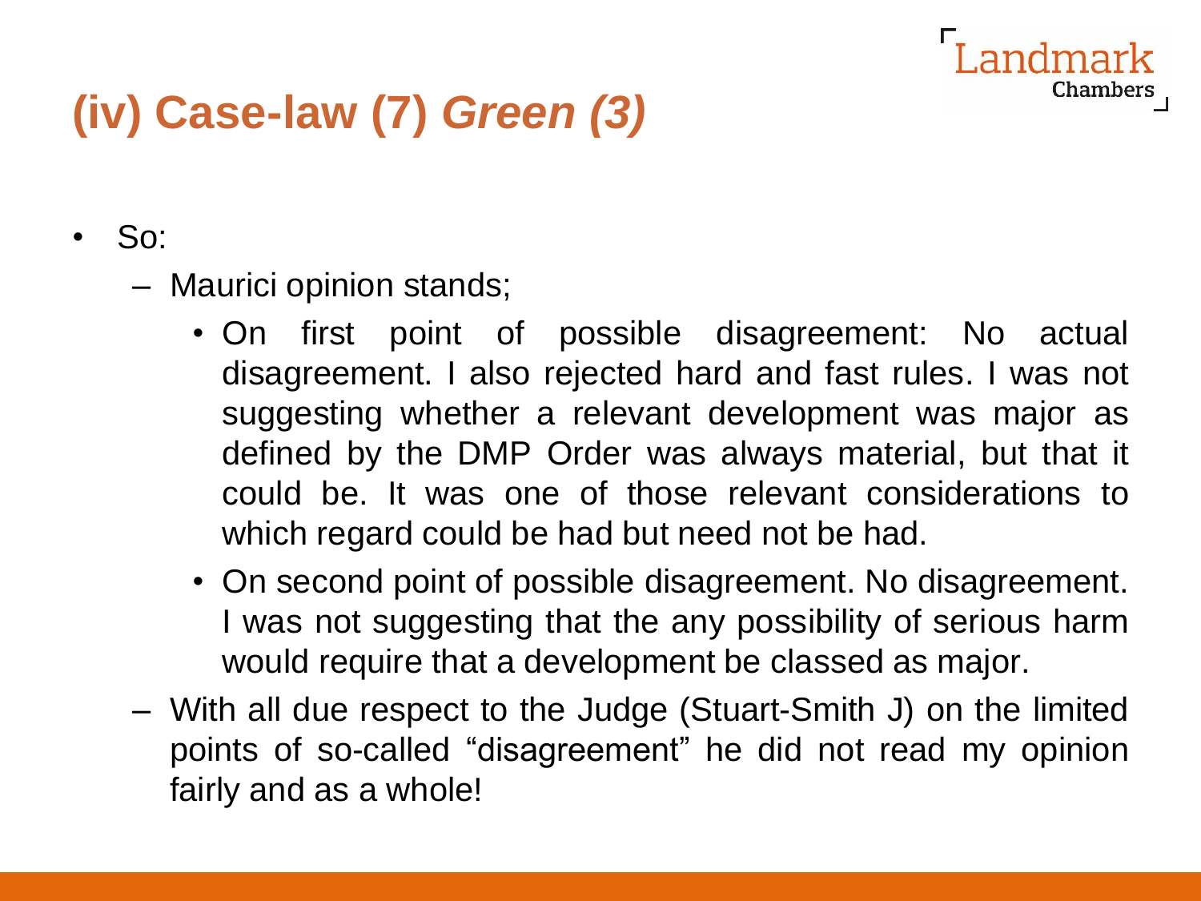# (iv) Case-law (7) *Green (3)*

- So:
  - Maurici opinion stands;
    - On first point of possible disagreement: No actual disagreement. I also rejected hard and fast rules. I was not suggesting whether a relevant development was major as defined by the DMP Order was always material, but that it could be. It was one of those relevant considerations to which regard could be had but need not be had.
    - On second point of possible disagreement. No disagreement. I was not suggesting that the any possibility of serious harm would require that a development be classed as major.
  - With all due respect to the Judge (Stuart-Smith J) on the limited points of so-called "disagreement" he did not read my opinion fairly and as a whole!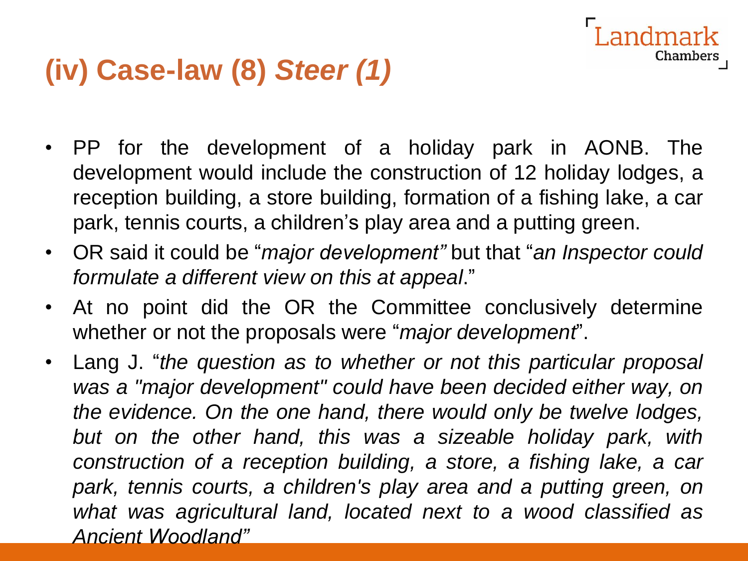# (iv) Case-law (8) *Steer (1)*

- PP for the development of a holiday park in AONB. The development would include the construction of 12 holiday lodges, a reception building, a store building, formation of a fishing lake, a car park, tennis courts, a children's play area and a putting green.
- OR said it could be "*major development"* but that "*an Inspector could formulate a different view on this at appeal*."
- At no point did the OR the Committee conclusively determine whether or not the proposals were "*major development*".
- Lang J. "*the question as to whether or not this particular proposal was a "major development" could have been decided either way, on the evidence. On the one hand, there would only be twelve lodges, but on the other hand, this was a sizeable holiday park, with construction of a reception building, a store, a fishing lake, a car park, tennis courts, a children's play area and a putting green, on what was agricultural land, located next to a wood classified as Ancient Woodland"*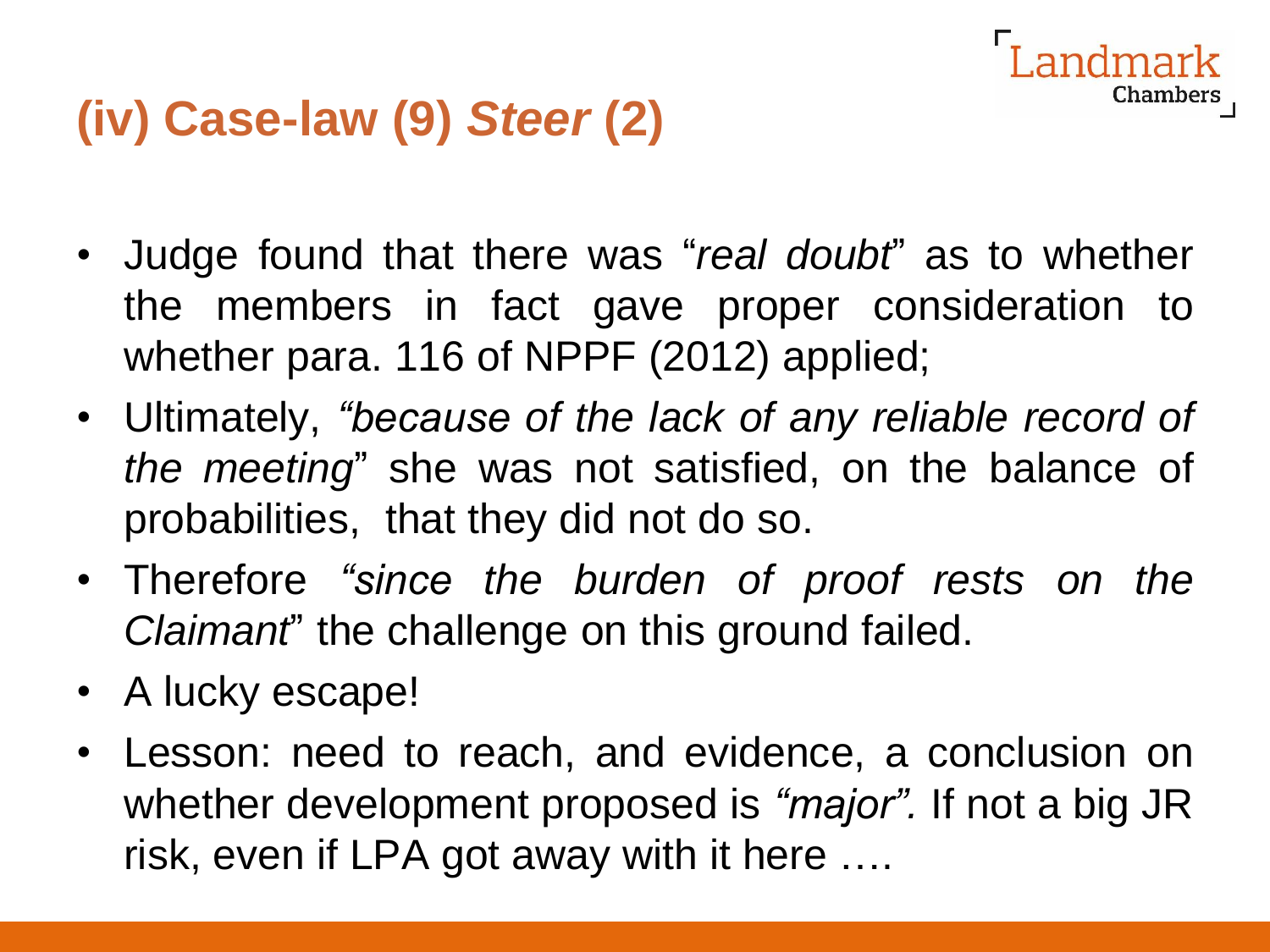# (iv) Case-law (9) *Steer* (2)

- Judge found that there was "*real doubt*" as to whether the members in fact gave proper consideration to whether para. 116 of NPPF (2012) applied;
- Ultimately, *"because of the lack of any reliable record of the meeting*" she was not satisfied, on the balance of probabilities, that they did not do so.
- Therefore *"since the burden of proof rests on the Claimant*" the challenge on this ground failed.
- A lucky escape!
- Lesson: need to reach, and evidence, a conclusion on whether development proposed is *"major".* If not a big JR risk, even if LPA got away with it here ….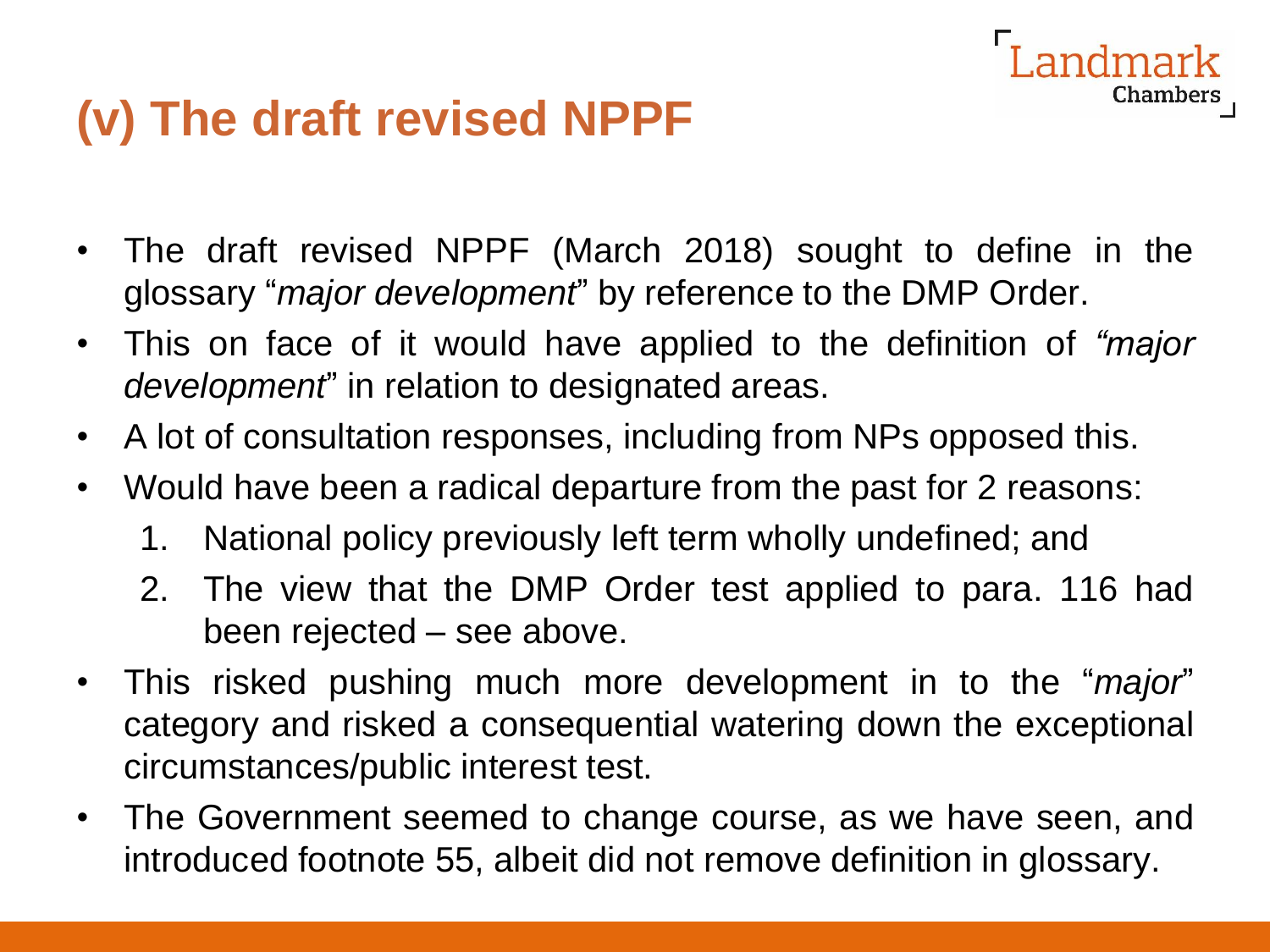## (v) The draft revised NPPF

- The draft revised NPPF (March 2018) sought to define in the glossary "*major development*" by reference to the DMP Order.
- This on face of it would have applied to the definition of *"major development*" in relation to designated areas.
- A lot of consultation responses, including from NPs opposed this.
- Would have been a radical departure from the past for 2 reasons:
  1. National policy previously left term wholly undefined; and
  2. The view that the DMP Order test applied to para. 116 had been rejected – see above.
- This risked pushing much more development in to the "*major*" category and risked a consequential watering down the exceptional circumstances/public interest test.
- The Government seemed to change course, as we have seen, and introduced footnote 55, albeit did not remove definition in glossary.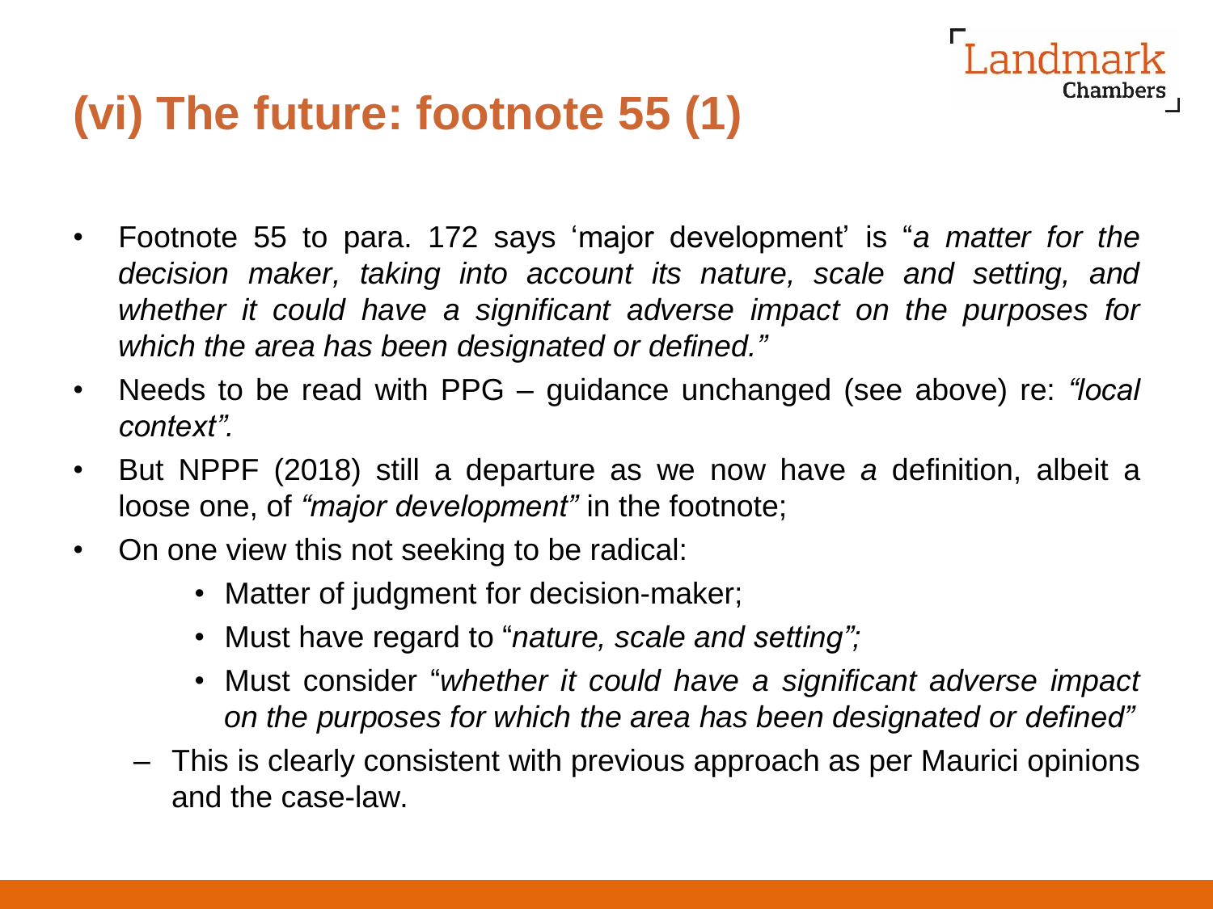# (vi) The future: footnote 55 (1)

- Footnote 55 to para. 172 says 'major development' is "*a matter for the decision maker, taking into account its nature, scale and setting, and whether it could have a significant adverse impact on the purposes for which the area has been designated or defined.*"
- Needs to be read with PPG – guidance unchanged (see above) re: *"local context".*
- But NPPF (2018) still a departure as we now have *a* definition, albeit a loose one, of *"major development"* in the footnote;
- On one view this not seeking to be radical:
  - Matter of judgment for decision-maker;
  - Must have regard to "*nature, scale and setting";*
  - Must consider "*whether it could have a significant adverse impact on the purposes for which the area has been designated or defined"*
  - This is clearly consistent with previous approach as per Maurici opinions and the case-law.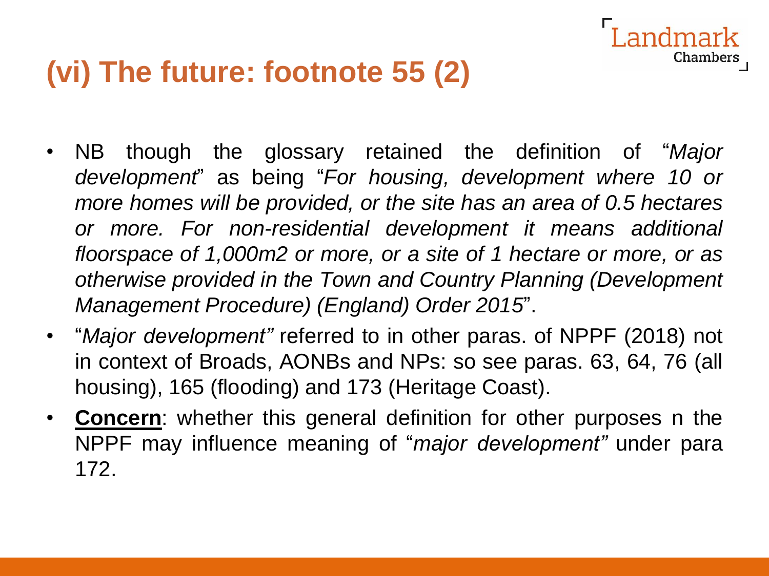# (vi) The future: footnote 55 (2)

- NB though the glossary retained the definition of "*Major development*" as being "*For housing, development where 10 or more homes will be provided, or the site has an area of 0.5 hectares or more. For non-residential development it means additional floorspace of 1,000m2 or more, or a site of 1 hectare or more, or as otherwise provided in the Town and Country Planning (Development Management Procedure) (England) Order 2015*".
- "*Major development"* referred to in other paras. of NPPF (2018) not in context of Broads, AONBs and NPs: so see paras. 63, 64, 76 (all housing), 165 (flooding) and 173 (Heritage Coast).
- **Concern**: whether this general definition for other purposes n the NPPF may influence meaning of "*major development"* under para 172.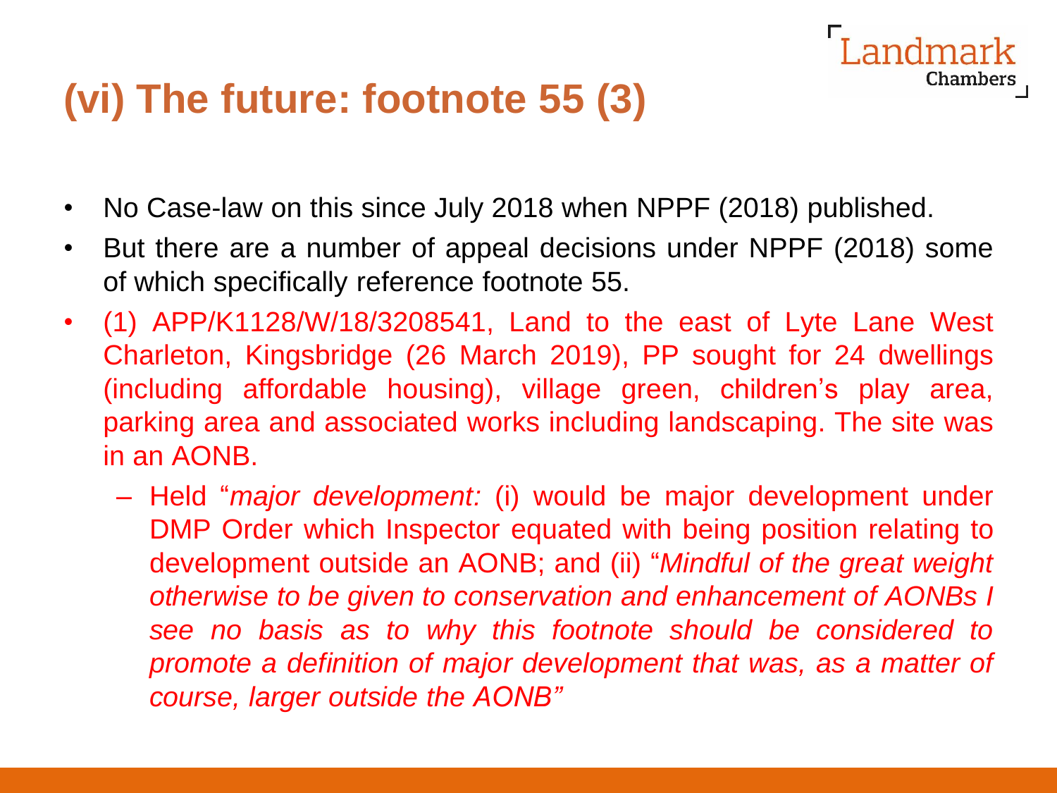# (vi) The future: footnote 55 (3)

- No Case-law on this since July 2018 when NPPF (2018) published.
- But there are a number of appeal decisions under NPPF (2018) some of which specifically reference footnote 55.
- (1) APP/K1128/W/18/3208541, Land to the east of Lyte Lane West Charleton, Kingsbridge (26 March 2019), PP sought for 24 dwellings (including affordable housing), village green, children's play area, parking area and associated works including landscaping. The site was in an AONB.
  - Held "*major development:* (i) would be major development under DMP Order which Inspector equated with being position relating to development outside an AONB; and (ii) "*Mindful of the great weight otherwise to be given to conservation and enhancement of AONBs I see no basis as to why this footnote should be considered to promote a definition of major development that was, as a matter of course, larger outside the AONB"*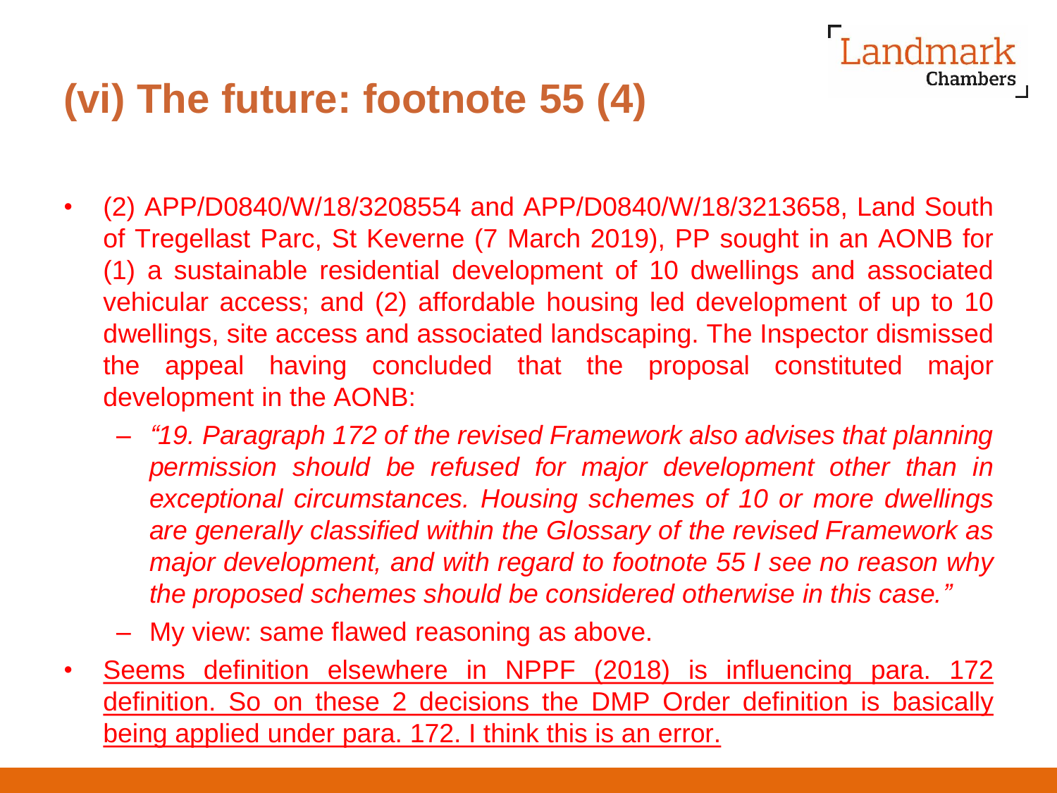# (vi) The future: footnote 55 (4)

- (2) APP/D0840/W/18/3208554 and APP/D0840/W/18/3213658, Land South of Tregellast Parc, St Keverne (7 March 2019), PP sought in an AONB for (1) a sustainable residential development of 10 dwellings and associated vehicular access; and (2) affordable housing led development of up to 10 dwellings, site access and associated landscaping. The Inspector dismissed the appeal having concluded that the proposal constituted major development in the AONB:
  - *"19. Paragraph 172 of the revised Framework also advises that planning permission should be refused for major development other than in exceptional circumstances. Housing schemes of 10 or more dwellings are generally classified within the Glossary of the revised Framework as major development, and with regard to footnote 55 I see no reason why the proposed schemes should be considered otherwise in this case."*
  - My view: same flawed reasoning as above.
- <u>Seems definition elsewhere in NPPF (2018) is influencing para. 172 definition. So on these 2 decisions the DMP Order definition is basically being applied under para. 172. I think this is an error.</u>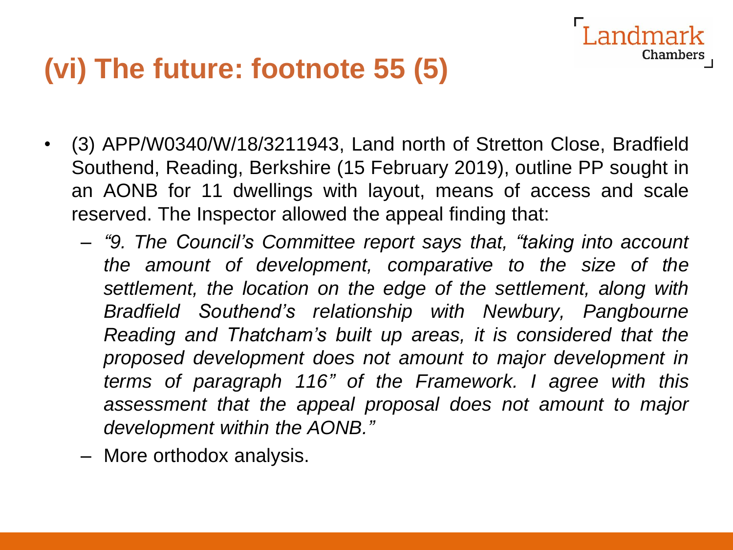# (vi) The future: footnote 55 (5)

- (3) APP/W0340/W/18/3211943, Land north of Stretton Close, Bradfield Southend, Reading, Berkshire (15 February 2019), outline PP sought in an AONB for 11 dwellings with layout, means of access and scale reserved. The Inspector allowed the appeal finding that:
  - *"9. The Council's Committee report says that, "taking into account the amount of development, comparative to the size of the settlement, the location on the edge of the settlement, along with Bradfield Southend's relationship with Newbury, Pangbourne Reading and Thatcham's built up areas, it is considered that the proposed development does not amount to major development in terms of paragraph 116" of the Framework. I agree with this assessment that the appeal proposal does not amount to major development within the AONB."*
  - More orthodox analysis.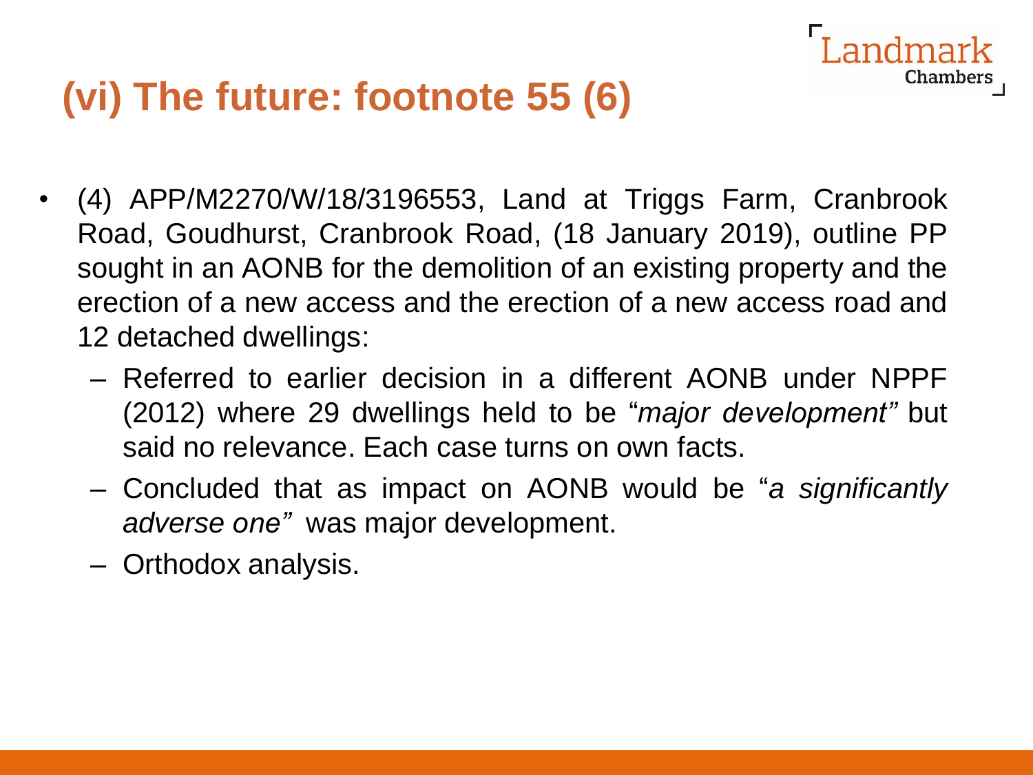# (vi) The future: footnote 55 (6)

- (4) APP/M2270/W/18/3196553, Land at Triggs Farm, Cranbrook Road, Goudhurst, Cranbrook Road, (18 January 2019), outline PP sought in an AONB for the demolition of an existing property and the erection of a new access and the erection of a new access road and 12 detached dwellings:
  - Referred to earlier decision in a different AONB under NPPF (2012) where 29 dwellings held to be "*major development"* but said no relevance. Each case turns on own facts.
  - Concluded that as impact on AONB would be "*a significantly adverse one"* was major development.
  - Orthodox analysis.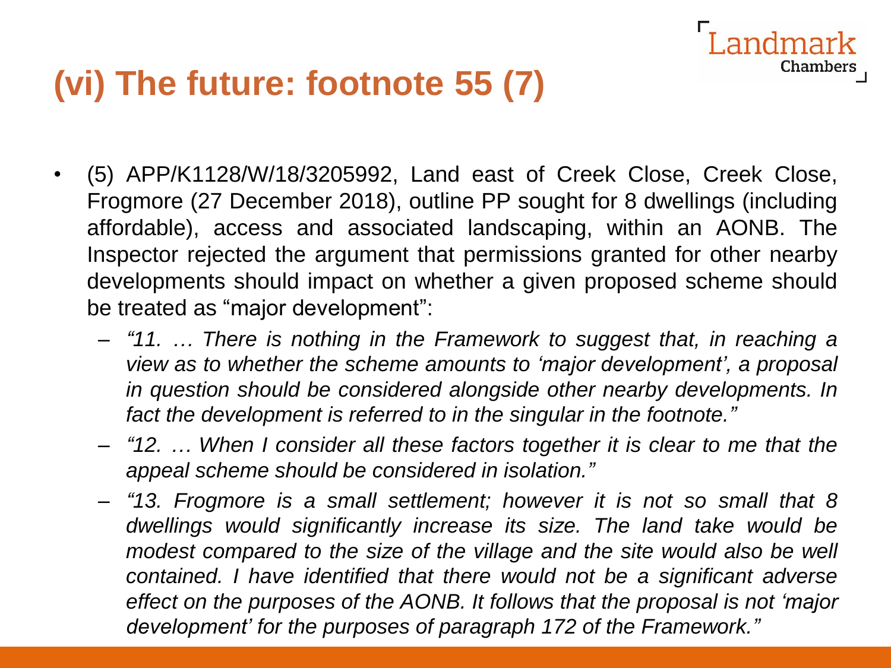# (vi) The future: footnote 55 (7)

- (5) APP/K1128/W/18/3205992, Land east of Creek Close, Creek Close, Frogmore (27 December 2018), outline PP sought for 8 dwellings (including affordable), access and associated landscaping, within an AONB. The Inspector rejected the argument that permissions granted for other nearby developments should impact on whether a given proposed scheme should be treated as "major development":
  - *"11. … There is nothing in the Framework to suggest that, in reaching a view as to whether the scheme amounts to 'major development', a proposal in question should be considered alongside other nearby developments. In fact the development is referred to in the singular in the footnote."*
  - *"12. … When I consider all these factors together it is clear to me that the appeal scheme should be considered in isolation."*
  - *"13. Frogmore is a small settlement; however it is not so small that 8 dwellings would significantly increase its size. The land take would be modest compared to the size of the village and the site would also be well contained. I have identified that there would not be a significant adverse effect on the purposes of the AONB. It follows that the proposal is not 'major development' for the purposes of paragraph 172 of the Framework."*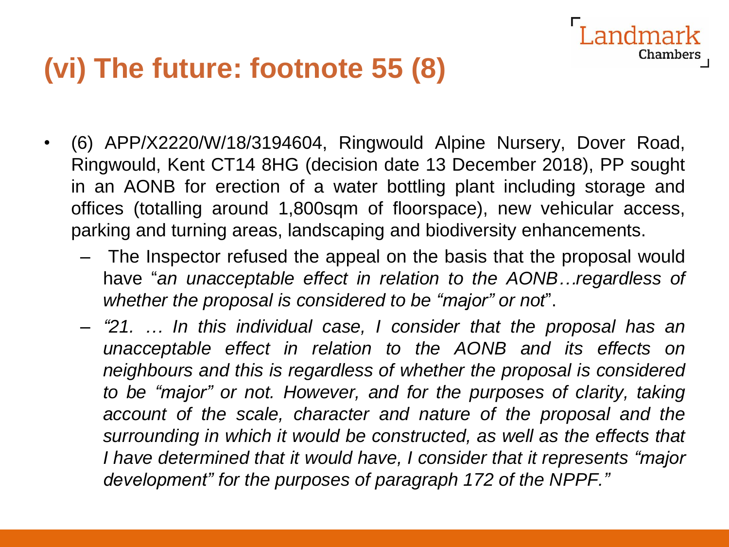# (vi) The future: footnote 55 (8)

- (6) APP/X2220/W/18/3194604, Ringwould Alpine Nursery, Dover Road, Ringwould, Kent CT14 8HG (decision date 13 December 2018), PP sought in an AONB for erection of a water bottling plant including storage and offices (totalling around 1,800sqm of floorspace), new vehicular access, parking and turning areas, landscaping and biodiversity enhancements.
  - The Inspector refused the appeal on the basis that the proposal would have "*an unacceptable effect in relation to the AONB…regardless of whether the proposal is considered to be "major" or not*".
  - *"21. … In this individual case, I consider that the proposal has an unacceptable effect in relation to the AONB and its effects on neighbours and this is regardless of whether the proposal is considered to be "major" or not. However, and for the purposes of clarity, taking account of the scale, character and nature of the proposal and the surrounding in which it would be constructed, as well as the effects that I have determined that it would have, I consider that it represents "major development" for the purposes of paragraph 172 of the NPPF."*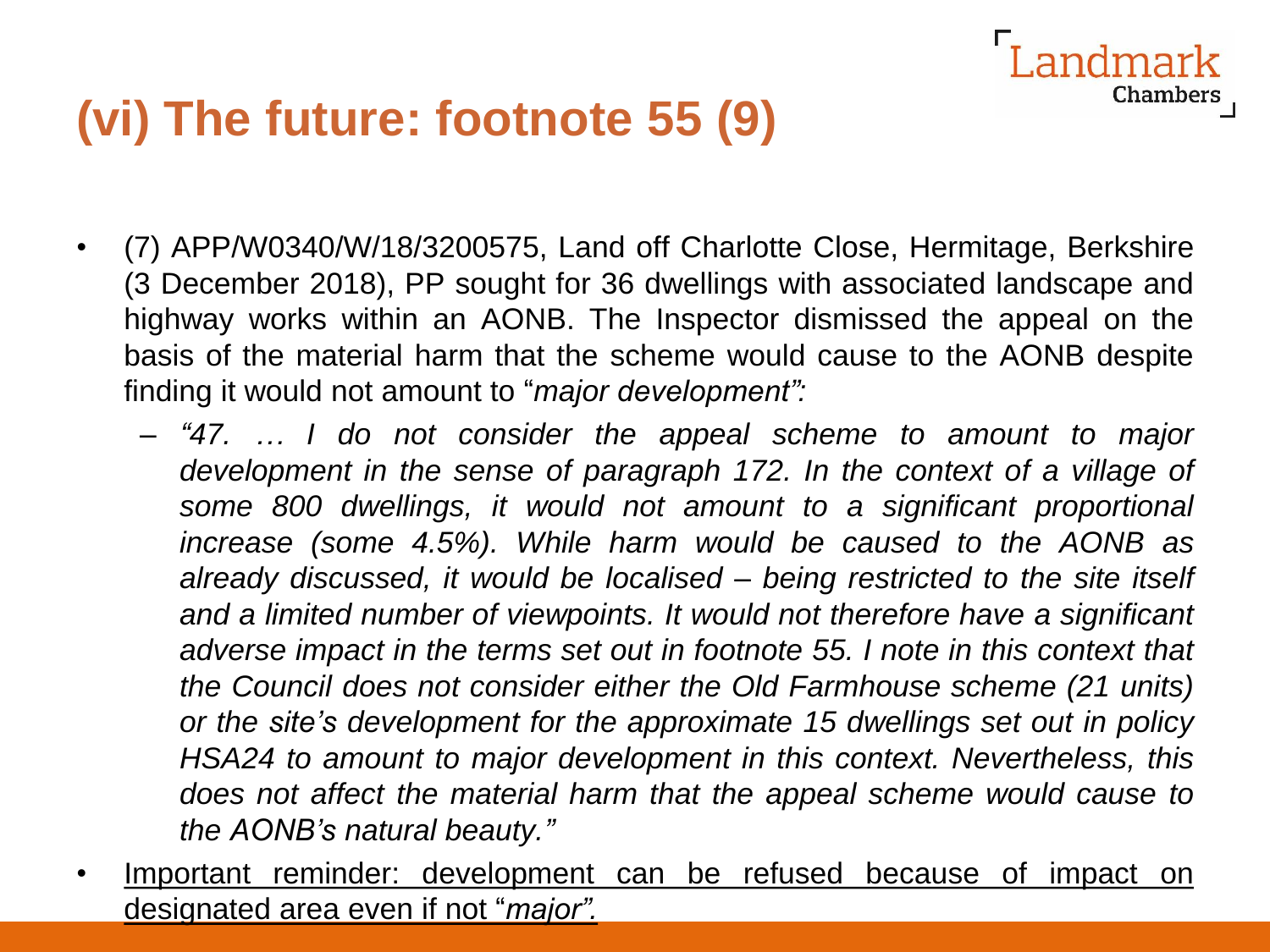# (vi) The future: footnote 55 (9)

- (7) APP/W0340/W/18/3200575, Land off Charlotte Close, Hermitage, Berkshire (3 December 2018), PP sought for 36 dwellings with associated landscape and highway works within an AONB. The Inspector dismissed the appeal on the basis of the material harm that the scheme would cause to the AONB despite finding it would not amount to "*major development*":
  - *"47. … I do not consider the appeal scheme to amount to major development in the sense of paragraph 172. In the context of a village of some 800 dwellings, it would not amount to a significant proportional increase (some 4.5%). While harm would be caused to the AONB as already discussed, it would be localised – being restricted to the site itself and a limited number of viewpoints. It would not therefore have a significant adverse impact in the terms set out in footnote 55. I note in this context that the Council does not consider either the Old Farmhouse scheme (21 units) or the site's development for the approximate 15 dwellings set out in policy HSA24 to amount to major development in this context. Nevertheless, this does not affect the material harm that the appeal scheme would cause to the AONB's natural beauty."*
- <u>Important reminder: development can be refused because of impact on designated area even if not "*major*".</u>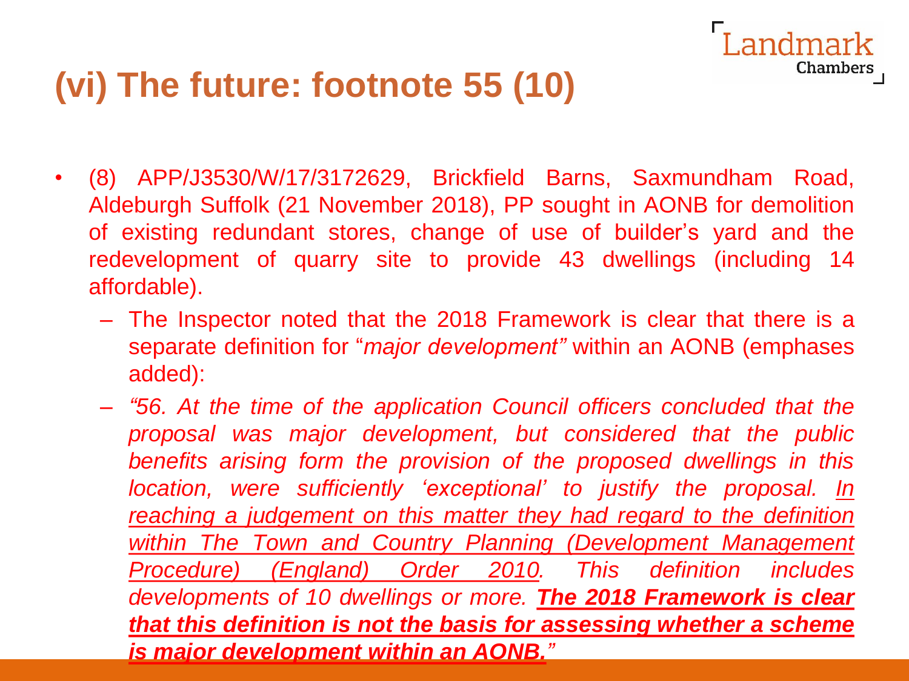# (vi) The future: footnote 55 (10)

- (8) APP/J3530/W/17/3172629, Brickfield Barns, Saxmundham Road, Aldeburgh Suffolk (21 November 2018), PP sought in AONB for demolition of existing redundant stores, change of use of builder's yard and the redevelopment of quarry site to provide 43 dwellings (including 14 affordable).
  - The Inspector noted that the 2018 Framework is clear that there is a separate definition for "*major development*" within an AONB (emphases added):
  - *"56. At the time of the application Council officers concluded that the proposal was major development, but considered that the public benefits arising form the provision of the proposed dwellings in this location, were sufficiently 'exceptional' to justify the proposal. <u>In reaching a judgement on this matter they had regard to the definition within The Town and Country Planning (Development Management Procedure) (England) Order 2010</u>. This definition includes developments of 10 dwellings or more.* ***<u>The 2018 Framework is clear that this definition is not the basis for assessing whether a scheme is major development within an AONB.</u>****"*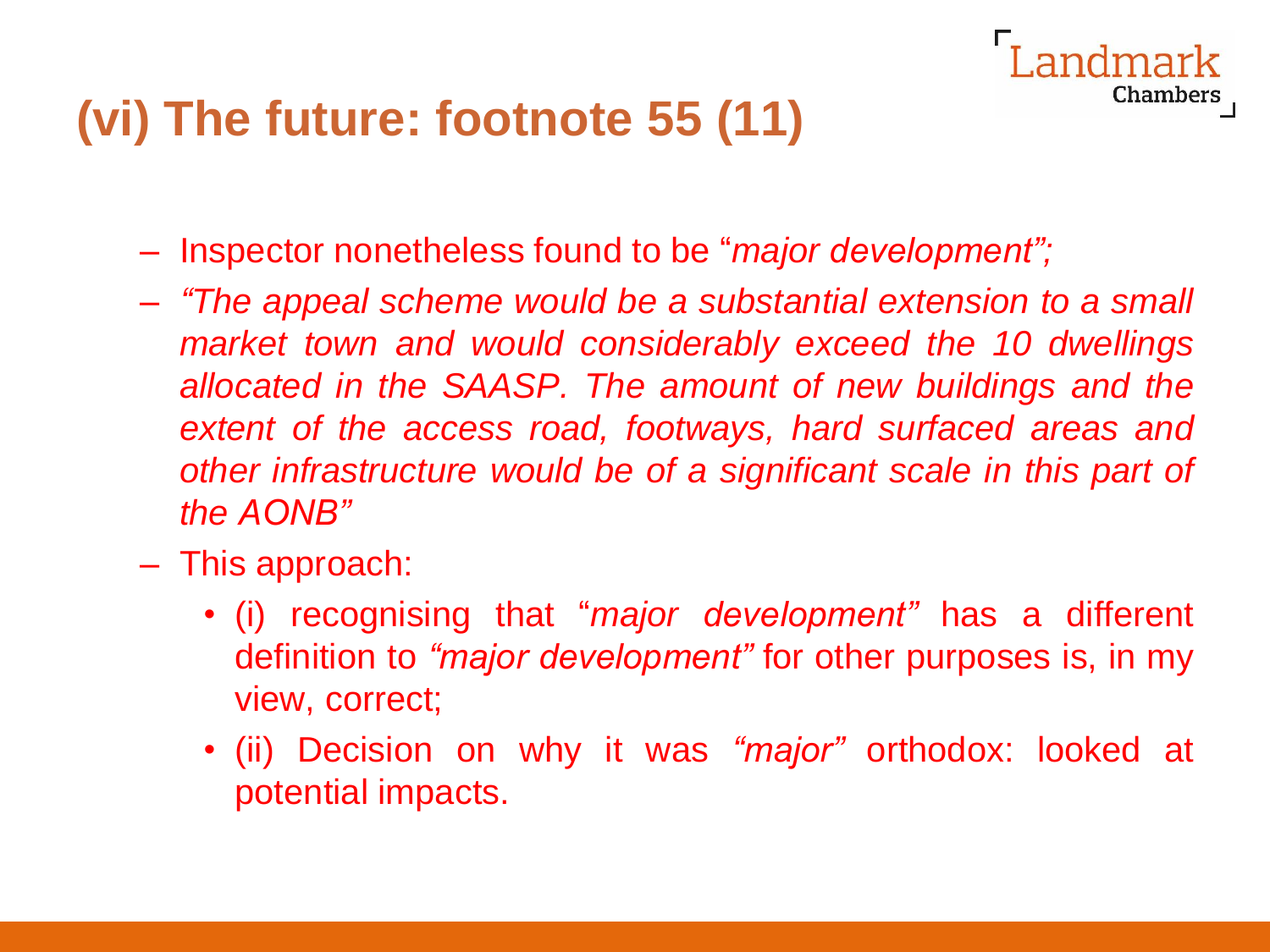# (vi) The future: footnote 55 (11)

- Inspector nonetheless found to be "*major development";*
- *"The appeal scheme would be a substantial extension to a small market town and would considerably exceed the 10 dwellings allocated in the SAASP. The amount of new buildings and the extent of the access road, footways, hard surfaced areas and other infrastructure would be of a significant scale in this part of the AONB"*
- This approach:
  - (i) recognising that "*major development*" has a different definition to *"major development"* for other purposes is, in my view, correct;
  - (ii) Decision on why it was *"major"* orthodox: looked at potential impacts.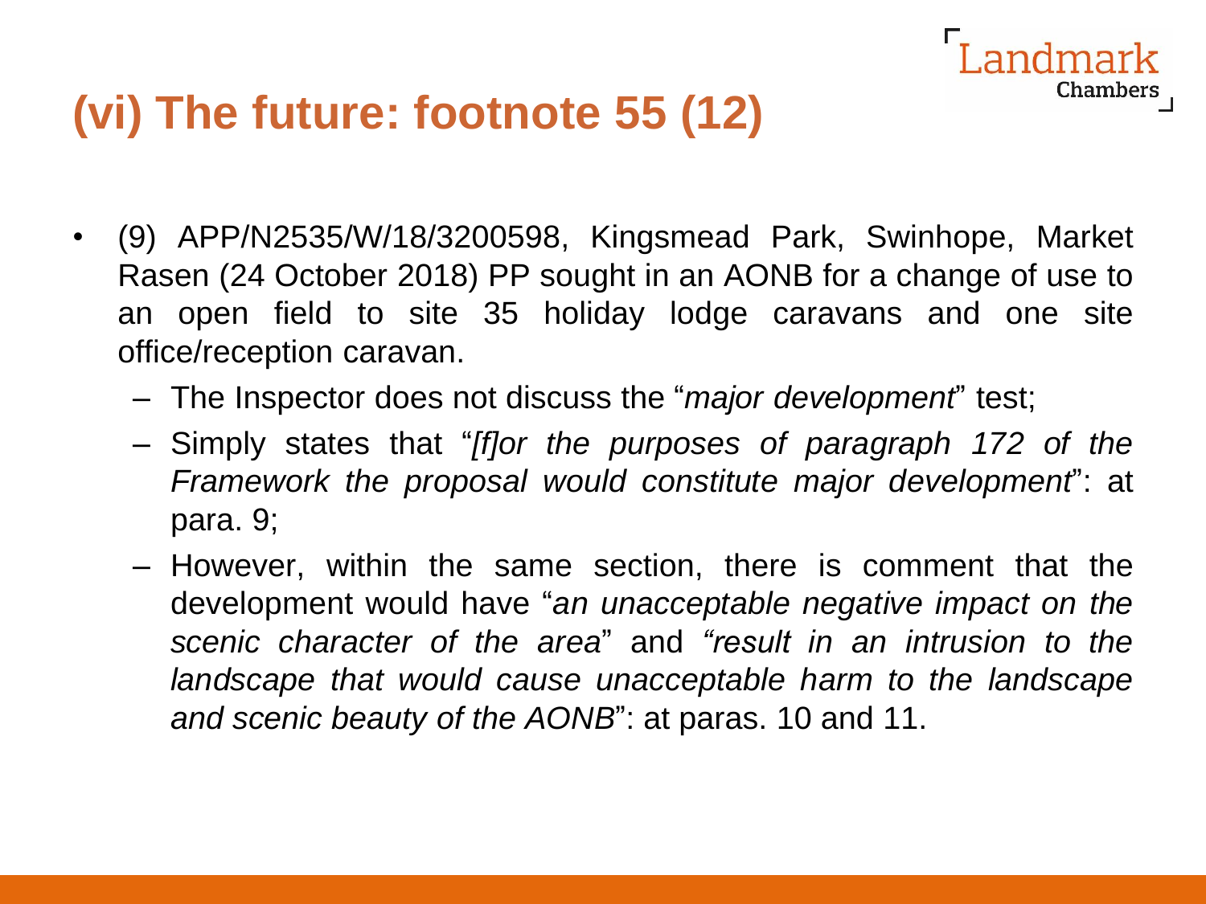# (vi) The future: footnote 55 (12)

- (9) APP/N2535/W/18/3200598, Kingsmead Park, Swinhope, Market Rasen (24 October 2018) PP sought in an AONB for a change of use to an open field to site 35 holiday lodge caravans and one site office/reception caravan.
  - The Inspector does not discuss the "*major development*" test;
  - Simply states that "*[f]or the purposes of paragraph 172 of the Framework the proposal would constitute major development*": at para. 9;
  - However, within the same section, there is comment that the development would have "*an unacceptable negative impact on the scenic character of the area*" and *"result in an intrusion to the landscape that would cause unacceptable harm to the landscape and scenic beauty of the AONB*": at paras. 10 and 11.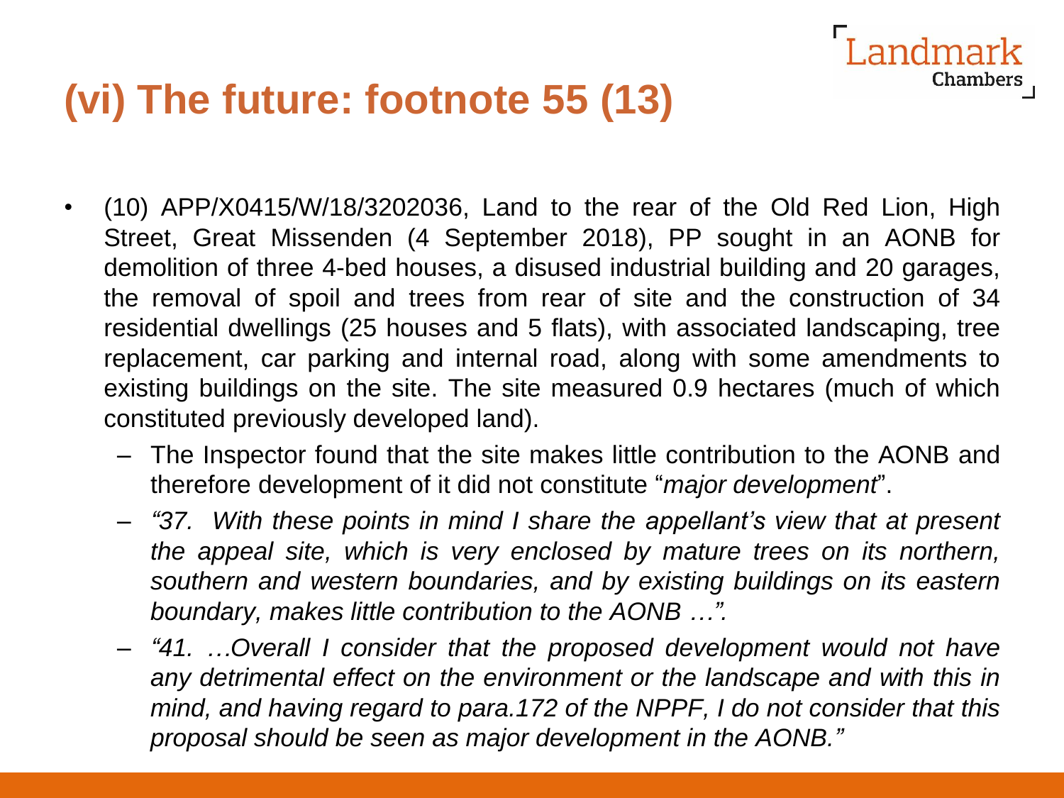# (vi) The future: footnote 55 (13)

- (10) APP/X0415/W/18/3202036, Land to the rear of the Old Red Lion, High Street, Great Missenden (4 September 2018), PP sought in an AONB for demolition of three 4-bed houses, a disused industrial building and 20 garages, the removal of spoil and trees from rear of site and the construction of 34 residential dwellings (25 houses and 5 flats), with associated landscaping, tree replacement, car parking and internal road, along with some amendments to existing buildings on the site. The site measured 0.9 hectares (much of which constituted previously developed land).
  - The Inspector found that the site makes little contribution to the AONB and therefore development of it did not constitute "*major development*".
  - *"37. With these points in mind I share the appellant's view that at present the appeal site, which is very enclosed by mature trees on its northern, southern and western boundaries, and by existing buildings on its eastern boundary, makes little contribution to the AONB …".*
  - *"41. …Overall I consider that the proposed development would not have any detrimental effect on the environment or the landscape and with this in mind, and having regard to para.172 of the NPPF, I do not consider that this proposal should be seen as major development in the AONB."*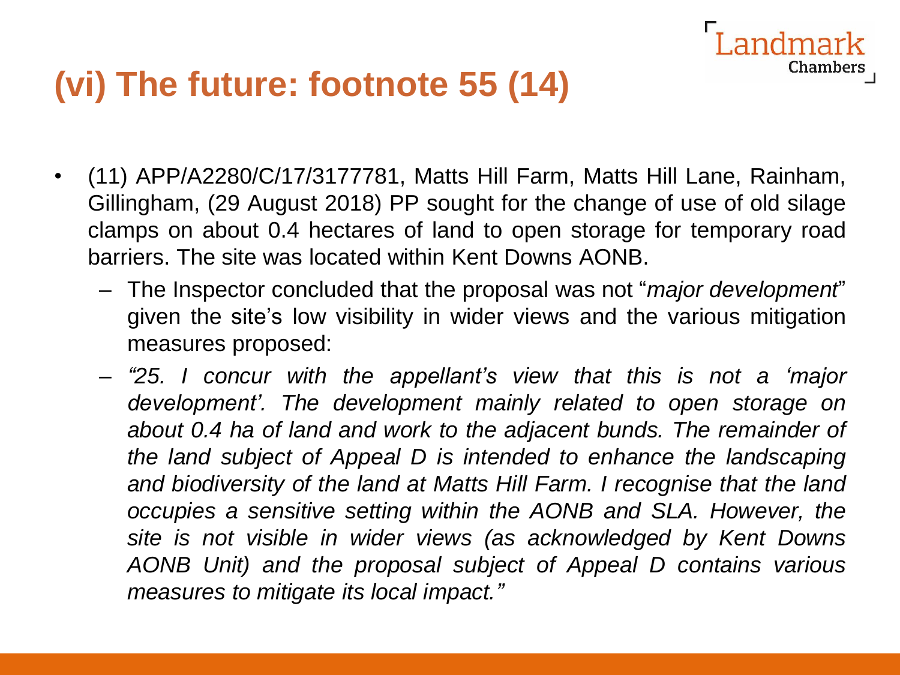# (vi) The future: footnote 55 (14)

- (11) APP/A2280/C/17/3177781, Matts Hill Farm, Matts Hill Lane, Rainham, Gillingham, (29 August 2018) PP sought for the change of use of old silage clamps on about 0.4 hectares of land to open storage for temporary road barriers. The site was located within Kent Downs AONB.
  - The Inspector concluded that the proposal was not "*major development*" given the site's low visibility in wider views and the various mitigation measures proposed:
  - *"25. I concur with the appellant's view that this is not a 'major development'. The development mainly related to open storage on about 0.4 ha of land and work to the adjacent bunds. The remainder of the land subject of Appeal D is intended to enhance the landscaping and biodiversity of the land at Matts Hill Farm. I recognise that the land occupies a sensitive setting within the AONB and SLA. However, the site is not visible in wider views (as acknowledged by Kent Downs AONB Unit) and the proposal subject of Appeal D contains various measures to mitigate its local impact."*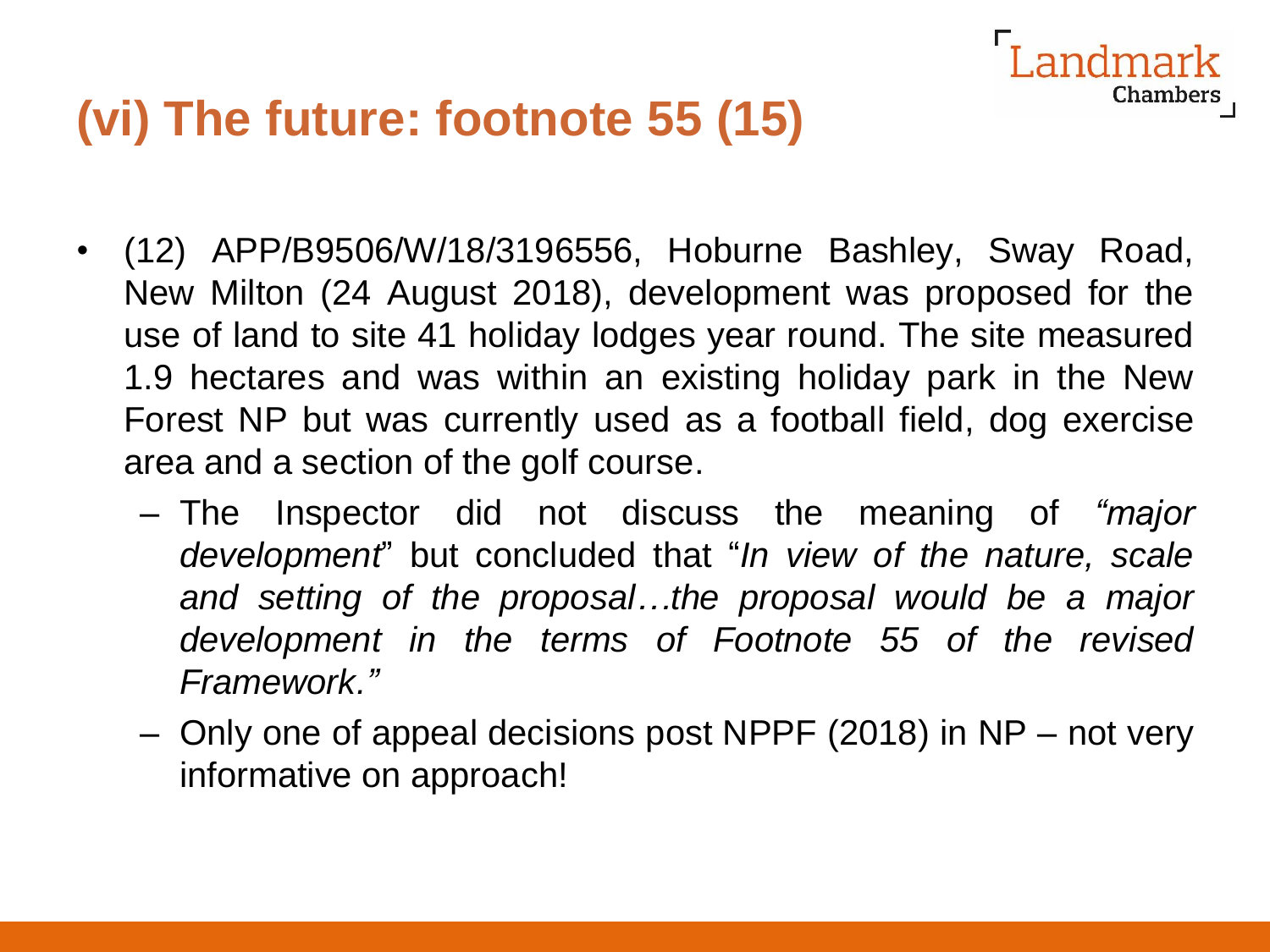# (vi) The future: footnote 55 (15)

- (12) APP/B9506/W/18/3196556, Hoburne Bashley, Sway Road, New Milton (24 August 2018), development was proposed for the use of land to site 41 holiday lodges year round. The site measured 1.9 hectares and was within an existing holiday park in the New Forest NP but was currently used as a football field, dog exercise area and a section of the golf course.
  - The Inspector did not discuss the meaning of *"major development*" but concluded that "*In view of the nature, scale and setting of the proposal…the proposal would be a major development in the terms of Footnote 55 of the revised Framework."*
  - Only one of appeal decisions post NPPF (2018) in NP – not very informative on approach!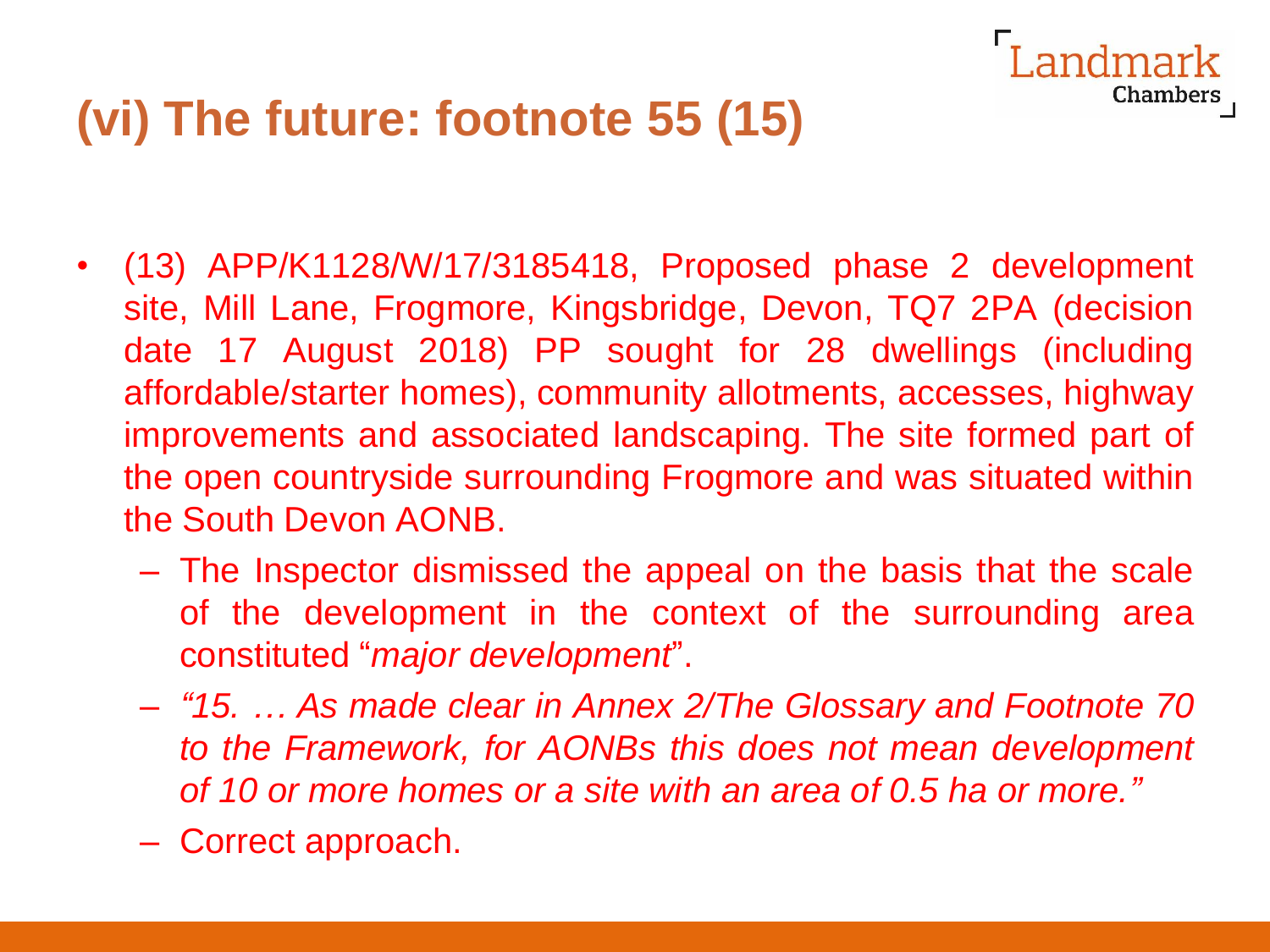# (vi) The future: footnote 55 (15)

- (13) APP/K1128/W/17/3185418, Proposed phase 2 development site, Mill Lane, Frogmore, Kingsbridge, Devon, TQ7 2PA (decision date 17 August 2018) PP sought for 28 dwellings (including affordable/starter homes), community allotments, accesses, highway improvements and associated landscaping. The site formed part of the open countryside surrounding Frogmore and was situated within the South Devon AONB.
  - The Inspector dismissed the appeal on the basis that the scale of the development in the context of the surrounding area constituted "*major development*".
  - *"15. … As made clear in Annex 2/The Glossary and Footnote 70 to the Framework, for AONBs this does not mean development of 10 or more homes or a site with an area of 0.5 ha or more."*
  - Correct approach.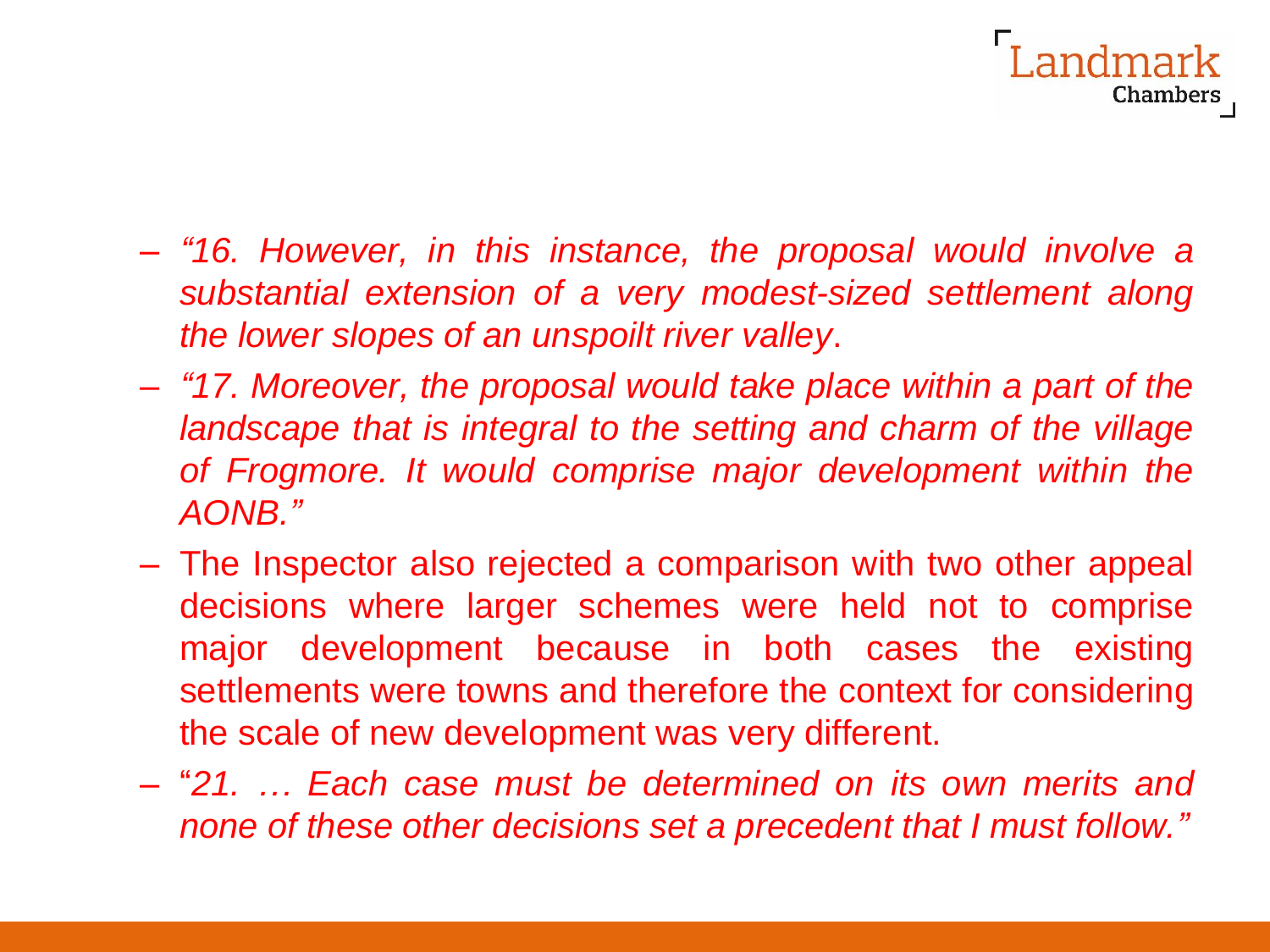- *"16. However, in this instance, the proposal would involve a substantial extension of a very modest-sized settlement along the lower slopes of an unspoilt river valley*.
- *"17. Moreover, the proposal would take place within a part of the landscape that is integral to the setting and charm of the village of Frogmore. It would comprise major development within the AONB."*
- The Inspector also rejected a comparison with two other appeal decisions where larger schemes were held not to comprise major development because in both cases the existing settlements were towns and therefore the context for considering the scale of new development was very different.
- "*21. … Each case must be determined on its own merits and none of these other decisions set a precedent that I must follow."*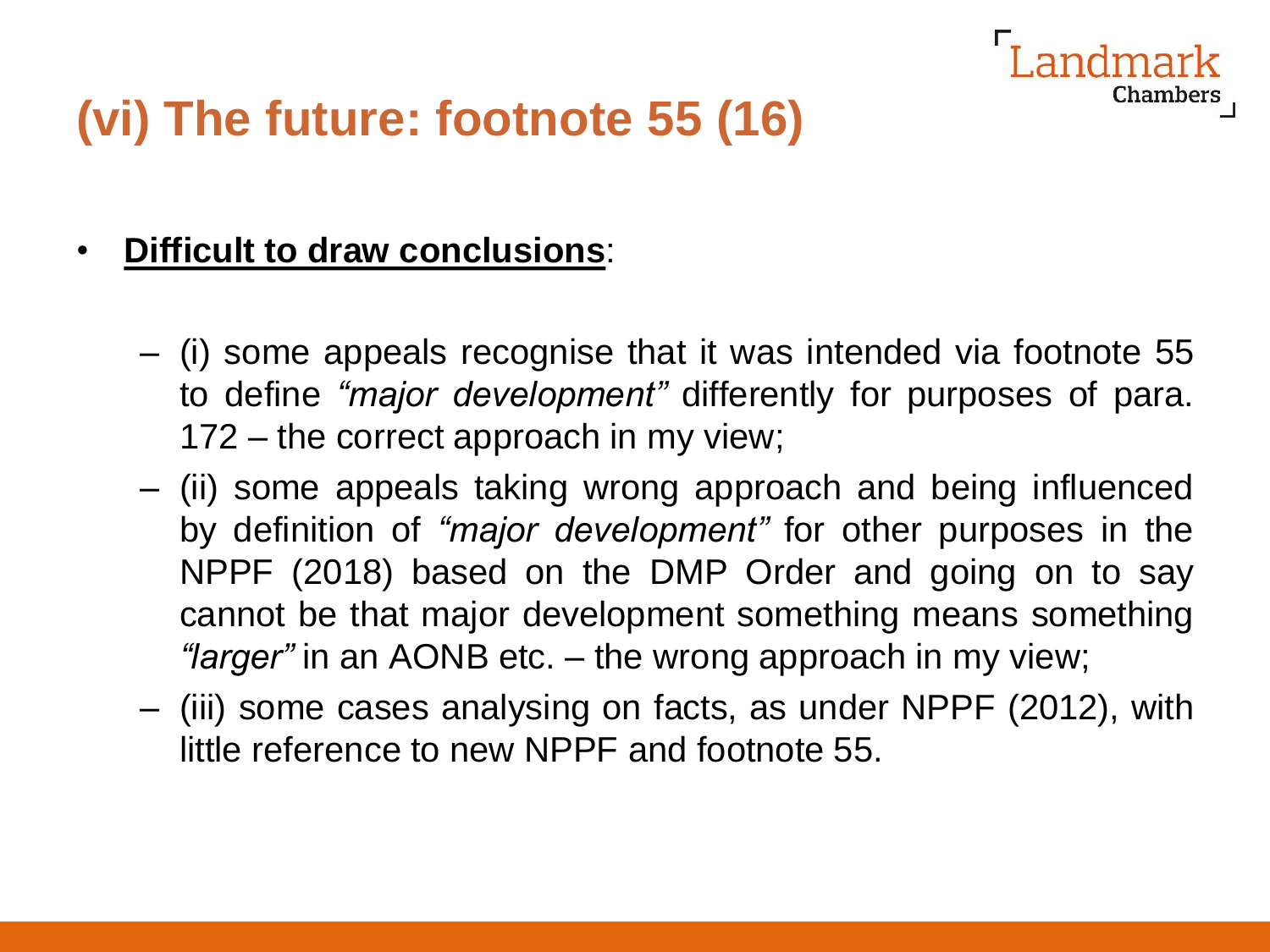# (vi) The future: footnote 55 (16)

- **Difficult to draw conclusions**:
  - (i) some appeals recognise that it was intended via footnote 55 to define *"major development"* differently for purposes of para. 172 – the correct approach in my view;
  - (ii) some appeals taking wrong approach and being influenced by definition of *"major development"* for other purposes in the NPPF (2018) based on the DMP Order and going on to say cannot be that major development something means something *"larger"* in an AONB etc. – the wrong approach in my view;
  - (iii) some cases analysing on facts, as under NPPF (2012), with little reference to new NPPF and footnote 55.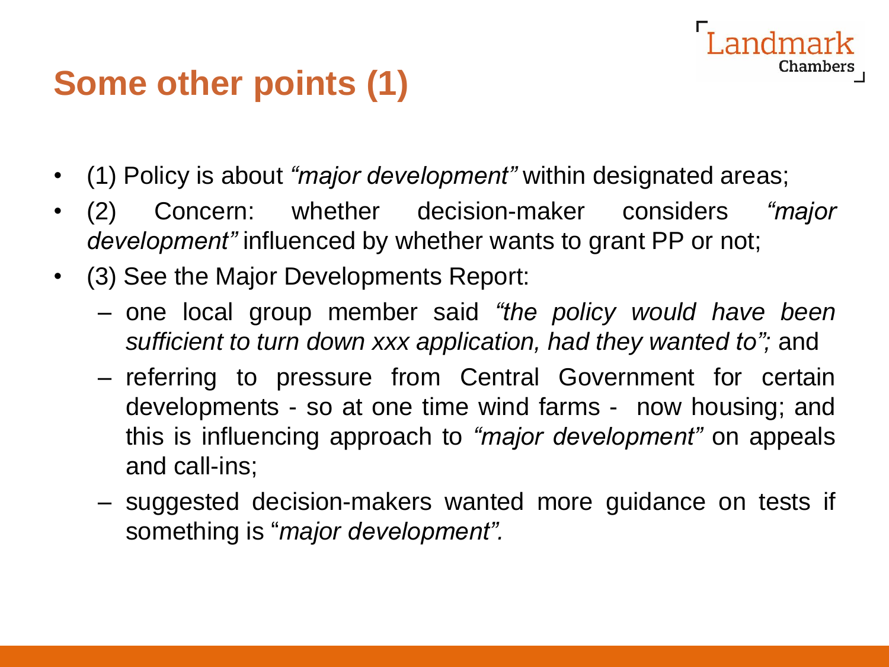# Some other points (1)

- (1) Policy is about *"major development"* within designated areas;
- (2) Concern: whether decision-maker considers *"major development"* influenced by whether wants to grant PP or not;
- (3) See the Major Developments Report:
  - one local group member said *"the policy would have been sufficient to turn down xxx application, had they wanted to";* and
  - referring to pressure from Central Government for certain developments - so at one time wind farms - now housing; and this is influencing approach to *"major development"* on appeals and call-ins;
  - suggested decision-makers wanted more guidance on tests if something is "*major development".*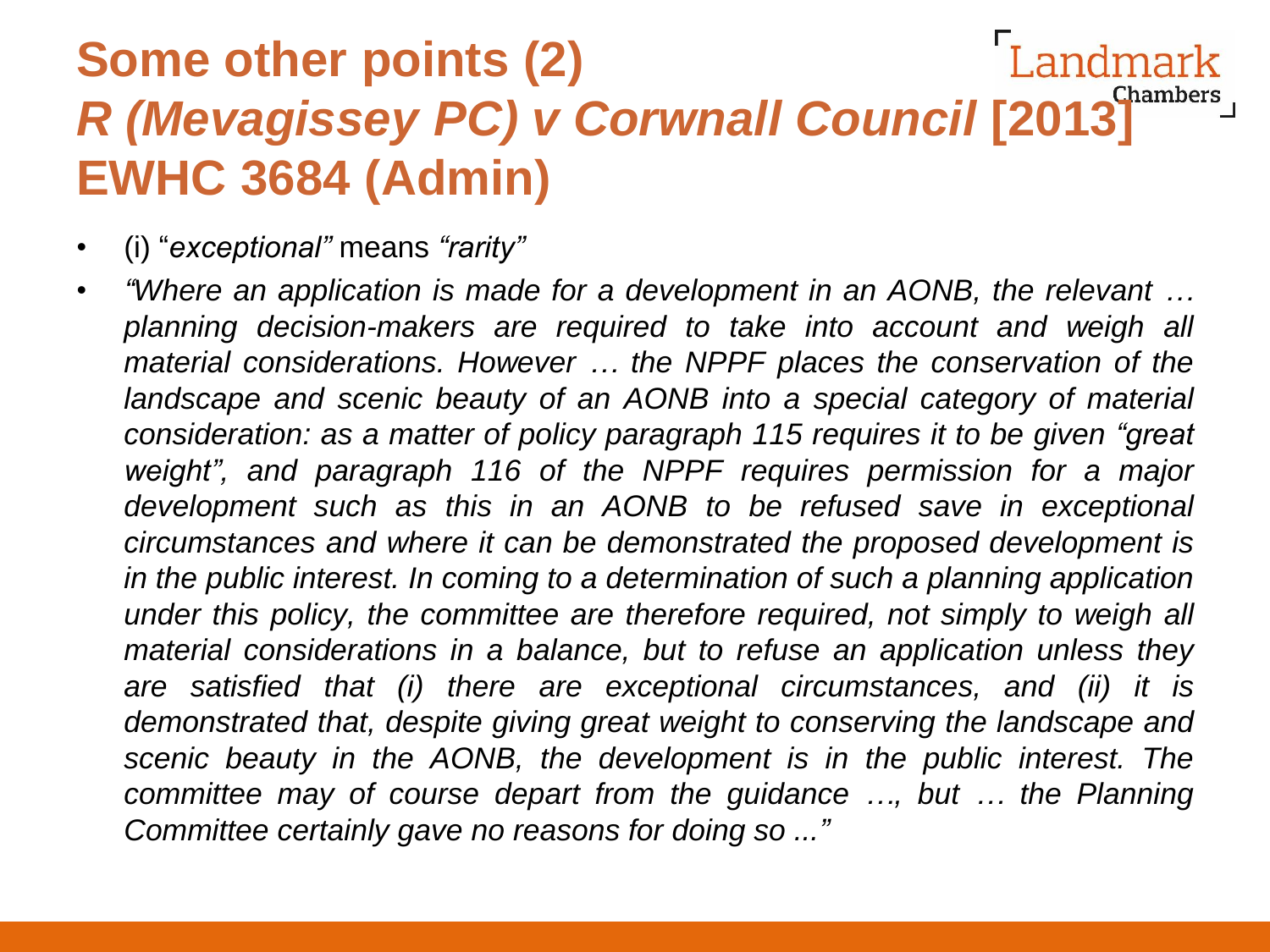# Some other points (2) *R (Mevagissey PC) v Corwnall Council* [2013] EWHC 3684 (Admin)

- (i) "*exceptional"* means *"rarity"*
- *"Where an application is made for a development in an AONB, the relevant … planning decision-makers are required to take into account and weigh all material considerations. However … the NPPF places the conservation of the landscape and scenic beauty of an AONB into a special category of material consideration: as a matter of policy paragraph 115 requires it to be given "great weight", and paragraph 116 of the NPPF requires permission for a major development such as this in an AONB to be refused save in exceptional circumstances and where it can be demonstrated the proposed development is in the public interest. In coming to a determination of such a planning application under this policy, the committee are therefore required, not simply to weigh all material considerations in a balance, but to refuse an application unless they are satisfied that (i) there are exceptional circumstances, and (ii) it is demonstrated that, despite giving great weight to conserving the landscape and scenic beauty in the AONB, the development is in the public interest. The committee may of course depart from the guidance …, but … the Planning Committee certainly gave no reasons for doing so ..."*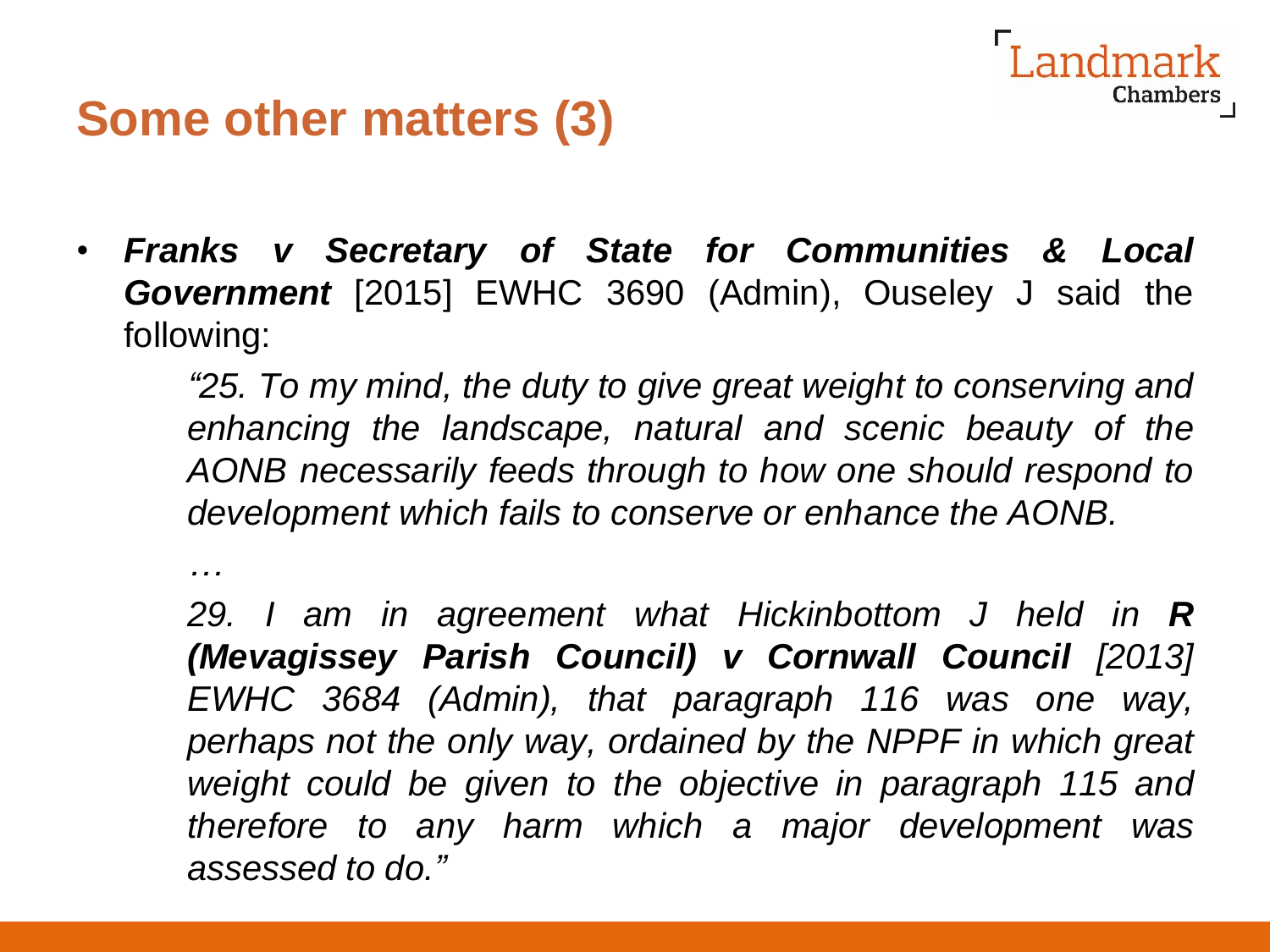## Some other matters (3)

- ***Franks v Secretary of State for Communities & Local Government*** [2015] EWHC 3690 (Admin), Ouseley J said the following:

  *"25. To my mind, the duty to give great weight to conserving and enhancing the landscape, natural and scenic beauty of the AONB necessarily feeds through to how one should respond to development which fails to conserve or enhance the AONB.*

  *…*

  *29. I am in agreement what Hickinbottom J held in **R (Mevagissey Parish Council) v Cornwall Council** [2013] EWHC 3684 (Admin), that paragraph 116 was one way, perhaps not the only way, ordained by the NPPF in which great weight could be given to the objective in paragraph 115 and therefore to any harm which a major development was assessed to do."*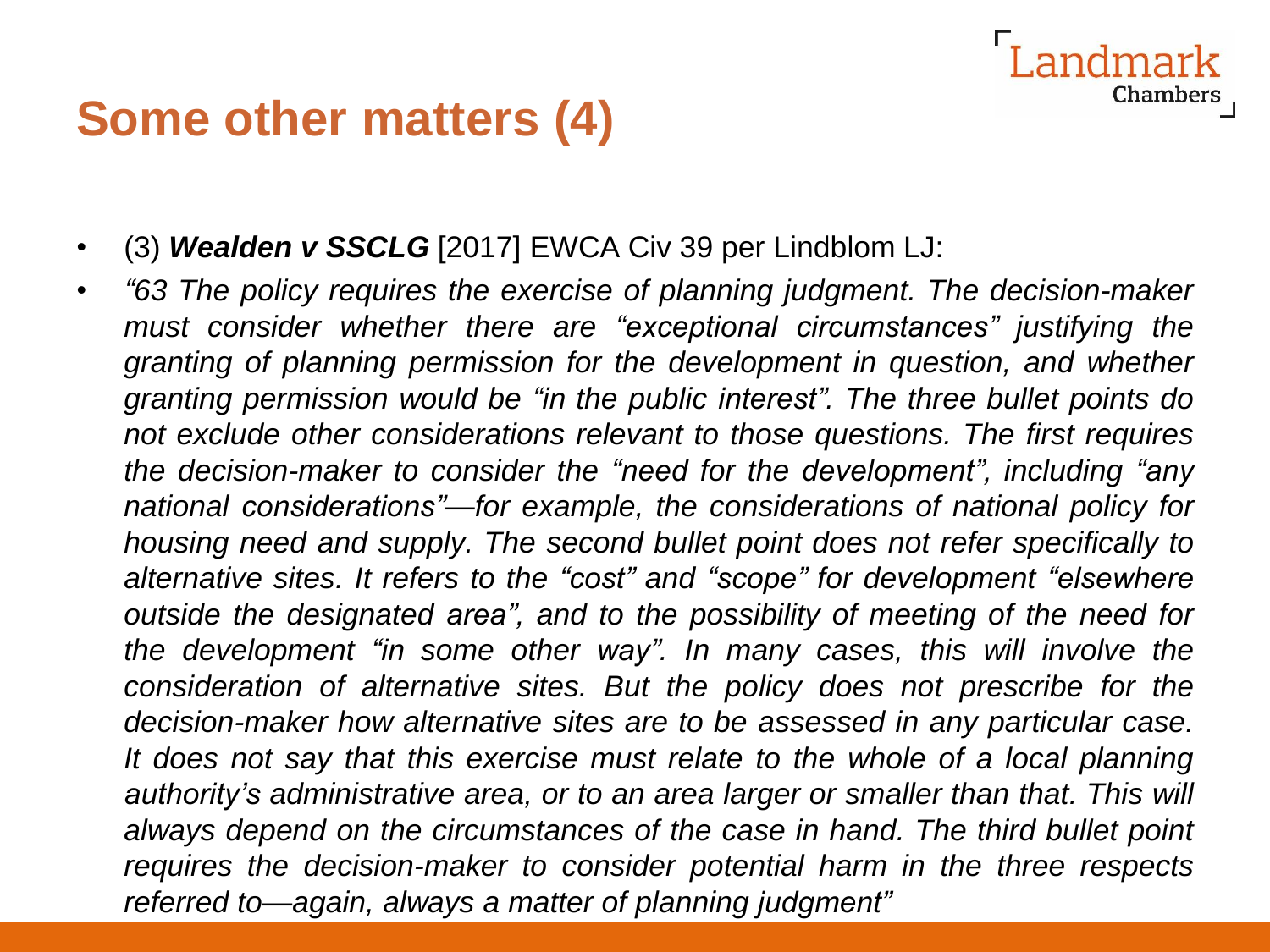# Some other matters (4)

- (3) ***Wealden v SSCLG*** [2017] EWCA Civ 39 per Lindblom LJ:
- *"63 The policy requires the exercise of planning judgment. The decision-maker must consider whether there are "exceptional circumstances" justifying the granting of planning permission for the development in question, and whether granting permission would be "in the public interest". The three bullet points do not exclude other considerations relevant to those questions. The first requires the decision-maker to consider the "need for the development", including "any national considerations"—for example, the considerations of national policy for housing need and supply. The second bullet point does not refer specifically to alternative sites. It refers to the "cost" and "scope" for development "elsewhere outside the designated area", and to the possibility of meeting of the need for the development "in some other way". In many cases, this will involve the consideration of alternative sites. But the policy does not prescribe for the decision-maker how alternative sites are to be assessed in any particular case. It does not say that this exercise must relate to the whole of a local planning authority's administrative area, or to an area larger or smaller than that. This will always depend on the circumstances of the case in hand. The third bullet point requires the decision-maker to consider potential harm in the three respects referred to—again, always a matter of planning judgment"*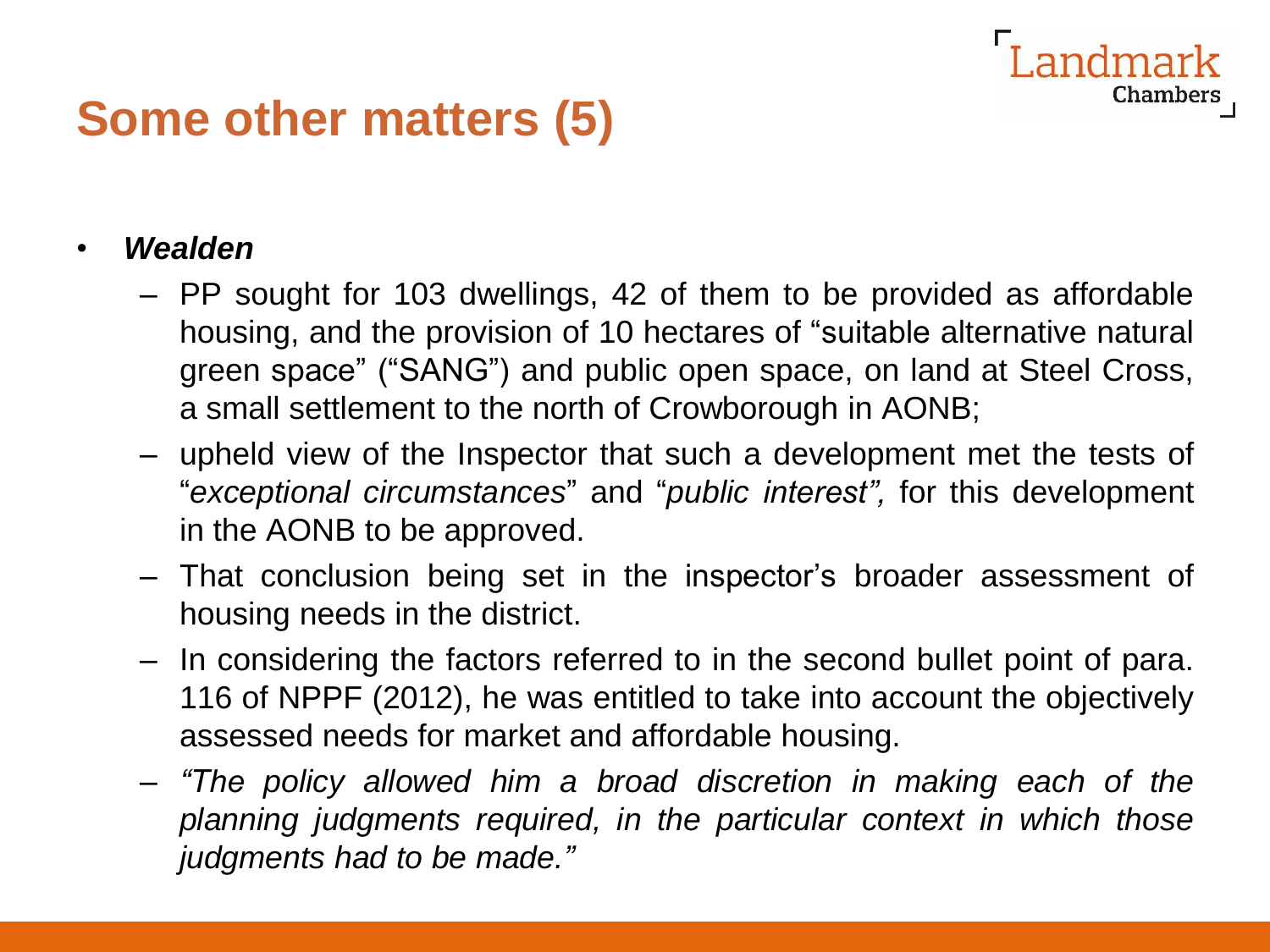# Some other matters (5)

- ***Wealden***
  - PP sought for 103 dwellings, 42 of them to be provided as affordable housing, and the provision of 10 hectares of "suitable alternative natural green space" ("SANG") and public open space, on land at Steel Cross, a small settlement to the north of Crowborough in AONB;
  - upheld view of the Inspector that such a development met the tests of "*exceptional circumstances*" and "*public interest",* for this development in the AONB to be approved.
  - That conclusion being set in the inspector's broader assessment of housing needs in the district.
  - In considering the factors referred to in the second bullet point of para. 116 of NPPF (2012), he was entitled to take into account the objectively assessed needs for market and affordable housing.
  - *"The policy allowed him a broad discretion in making each of the planning judgments required, in the particular context in which those judgments had to be made."*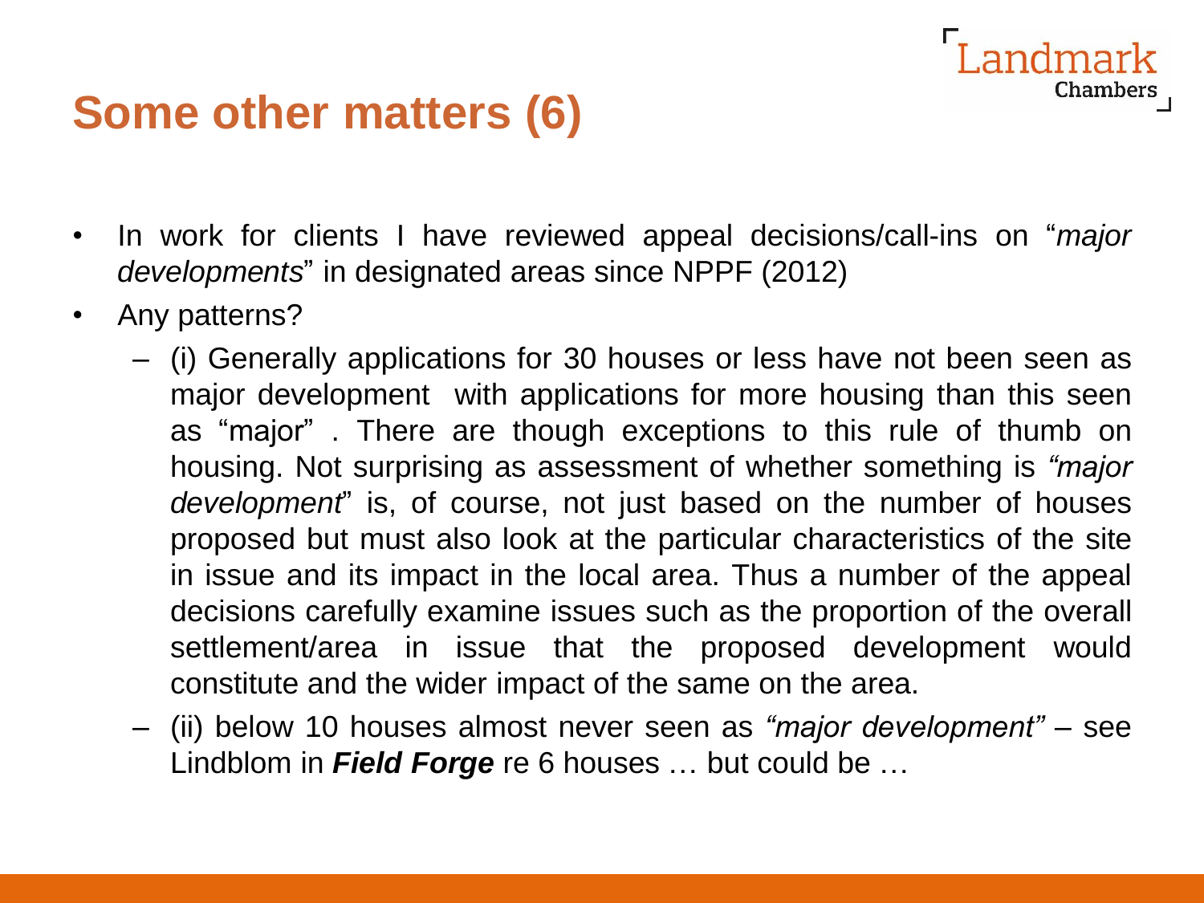# Some other matters (6)

- In work for clients I have reviewed appeal decisions/call-ins on "*major developments*" in designated areas since NPPF (2012)
- Any patterns?
  - (i) Generally applications for 30 houses or less have not been seen as major development with applications for more housing than this seen as "major" . There are though exceptions to this rule of thumb on housing. Not surprising as assessment of whether something is *"major development*" is, of course, not just based on the number of houses proposed but must also look at the particular characteristics of the site in issue and its impact in the local area. Thus a number of the appeal decisions carefully examine issues such as the proportion of the overall settlement/area in issue that the proposed development would constitute and the wider impact of the same on the area.
  - (ii) below 10 houses almost never seen as *"major development"* – see Lindblom in ***Field Forge*** re 6 houses … but could be …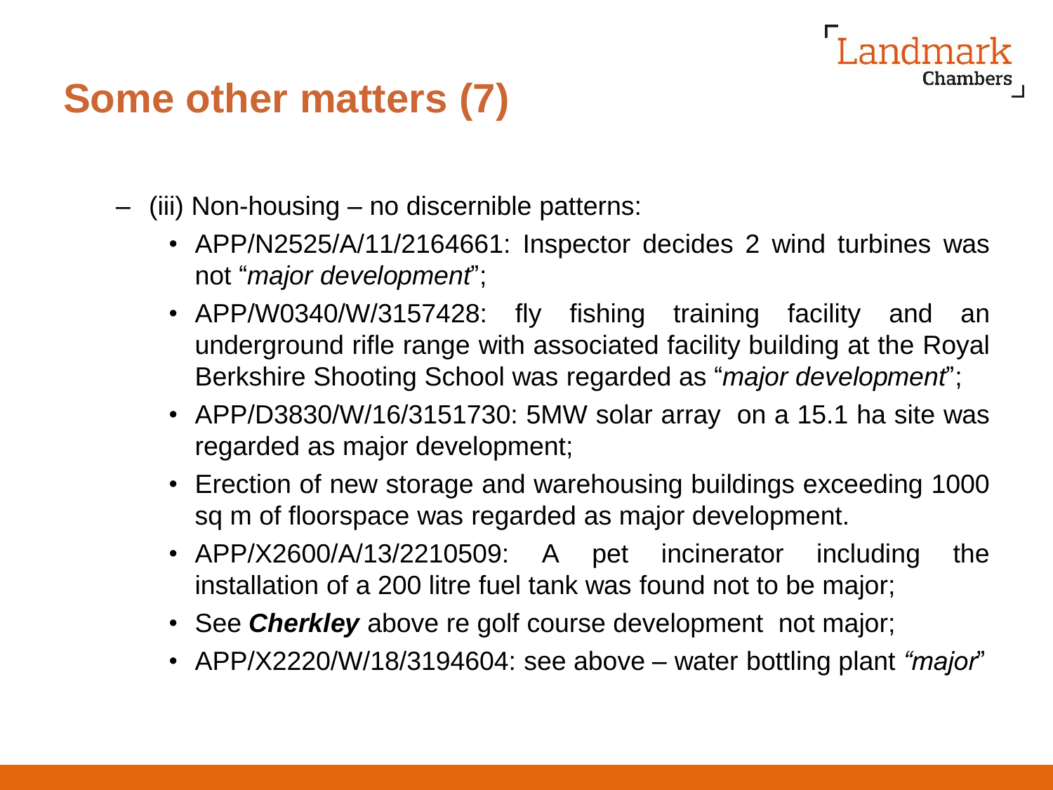# Some other matters (7)

- (iii) Non-housing – no discernible patterns:
  - APP/N2525/A/11/2164661: Inspector decides 2 wind turbines was not "*major development*";
  - APP/W0340/W/3157428: fly fishing training facility and an underground rifle range with associated facility building at the Royal Berkshire Shooting School was regarded as "*major development*";
  - APP/D3830/W/16/3151730: 5MW solar array on a 15.1 ha site was regarded as major development;
  - Erection of new storage and warehousing buildings exceeding 1000 sq m of floorspace was regarded as major development.
  - APP/X2600/A/13/2210509: A pet incinerator including the installation of a 200 litre fuel tank was found not to be major;
  - See ***Cherkley*** above re golf course development not major;
  - APP/X2220/W/18/3194604: see above – water bottling plant *"major"*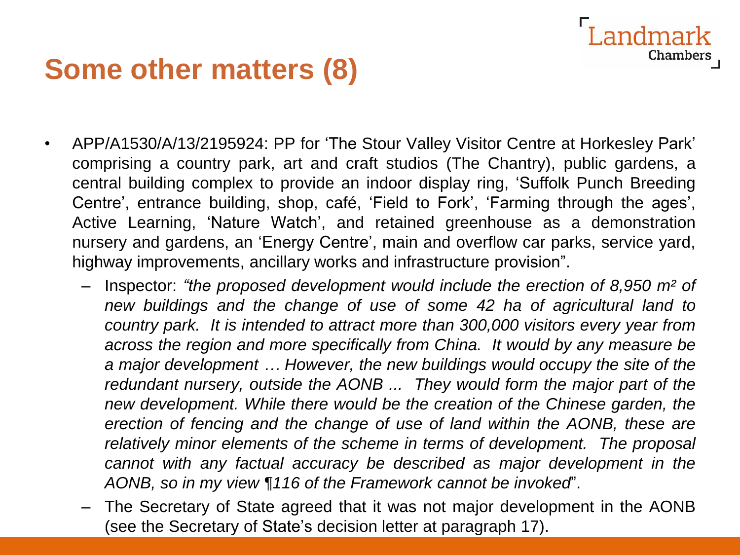# Some other matters (8)

- APP/A1530/A/13/2195924: PP for 'The Stour Valley Visitor Centre at Horkesley Park' comprising a country park, art and craft studios (The Chantry), public gardens, a central building complex to provide an indoor display ring, 'Suffolk Punch Breeding Centre', entrance building, shop, café, 'Field to Fork', 'Farming through the ages', Active Learning, 'Nature Watch', and retained greenhouse as a demonstration nursery and gardens, an 'Energy Centre', main and overflow car parks, service yard, highway improvements, ancillary works and infrastructure provision".
  - Inspector: *"the proposed development would include the erection of 8,950 m² of new buildings and the change of use of some 42 ha of agricultural land to country park. It is intended to attract more than 300,000 visitors every year from across the region and more specifically from China. It would by any measure be a major development … However, the new buildings would occupy the site of the redundant nursery, outside the AONB ... They would form the major part of the new development. While there would be the creation of the Chinese garden, the erection of fencing and the change of use of land within the AONB, these are relatively minor elements of the scheme in terms of development. The proposal cannot with any factual accuracy be described as major development in the AONB, so in my view ¶116 of the Framework cannot be invoked*".
  - The Secretary of State agreed that it was not major development in the AONB (see the Secretary of State's decision letter at paragraph 17).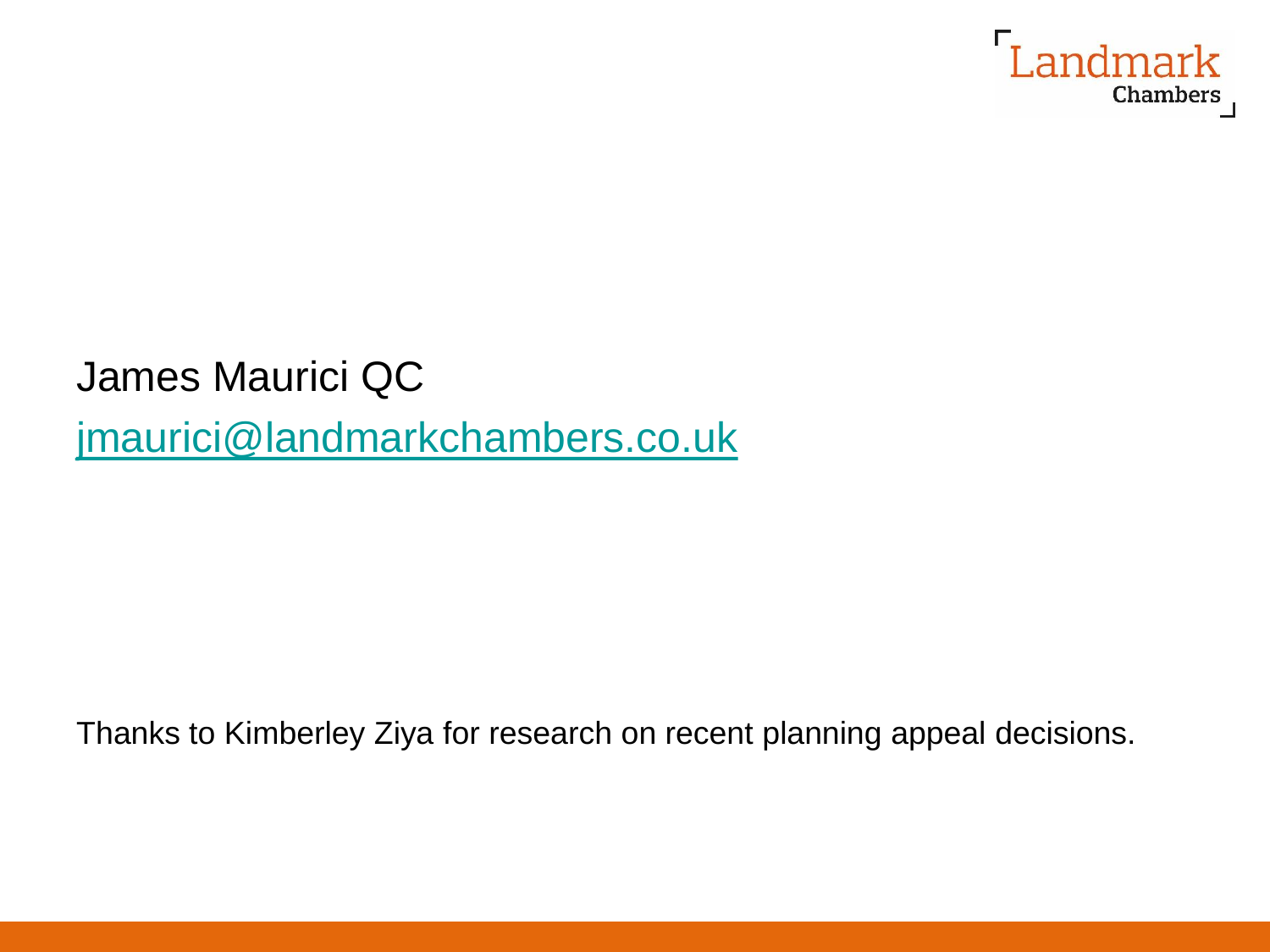Landmark Chambers

James Maurici QC

jmaurici@landmarkchambers.co.uk

Thanks to Kimberley Ziya for research on recent planning appeal decisions.